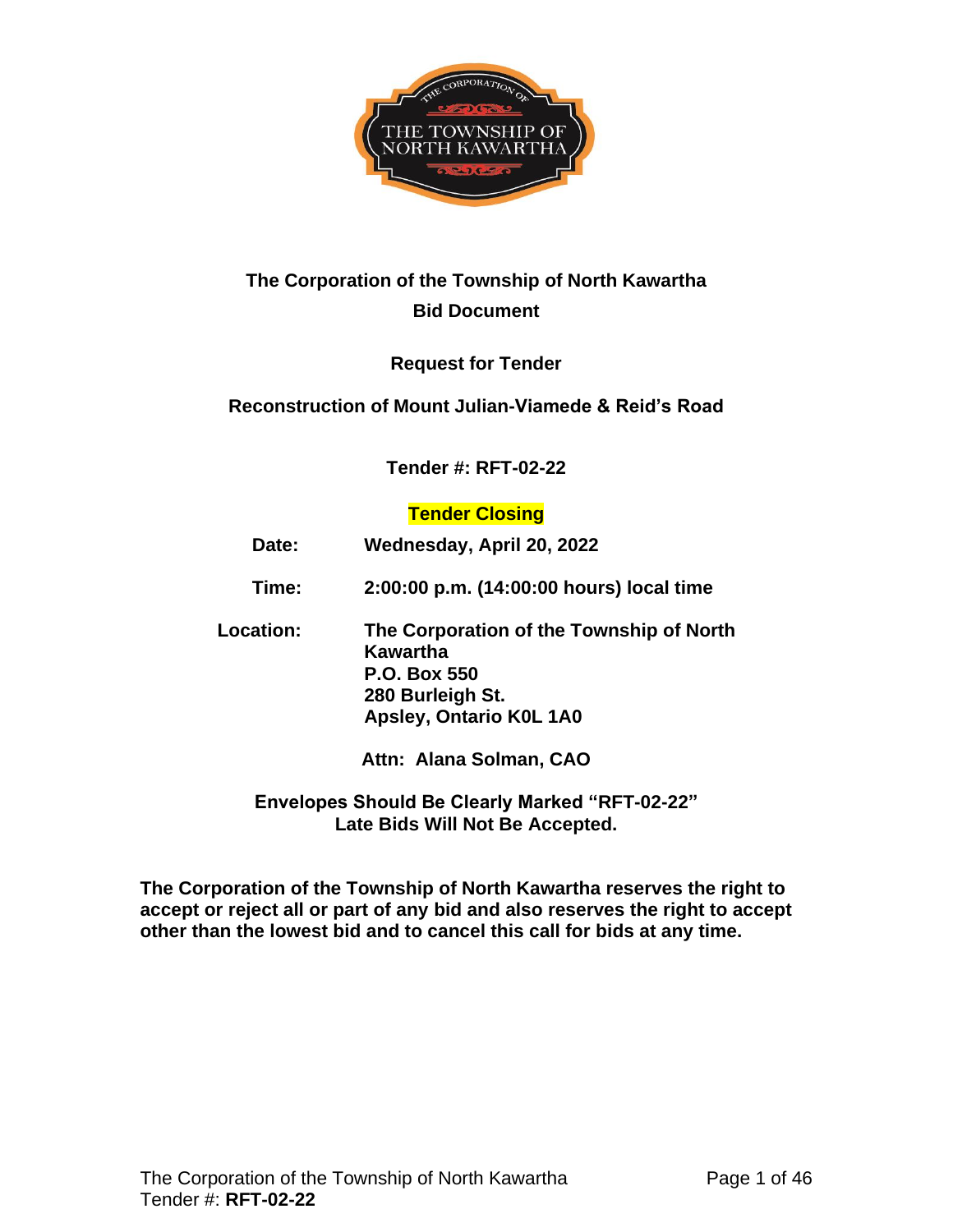# The Corporation of the Township of North Kawartha

## Bid Document

## Request for Tender

## Reconstruction of Mount Julian-Viamede & Reid's Road

**Tender #: RFT-02-22**

**Tender Closing**

| | |
|---|---|
| **Date:** | **Wednesday, April 20, 2022** |
| **Time:** | **2:00:00 p.m. (14:00:00 hours) local time** |
| **Location:** | **The Corporation of the Township of North Kawartha**<br>**P.O. Box 550**<br>**280 Burleigh St.**<br>**Apsley, Ontario K0L 1A0** |

**Attn: Alana Solman, CAO**

**Envelopes Should Be Clearly Marked "RFT-02-22"**
**Late Bids Will Not Be Accepted.**

**The Corporation of the Township of North Kawartha reserves the right to accept or reject all or part of any bid and also reserves the right to accept other than the lowest bid and to cancel this call for bids at any time.**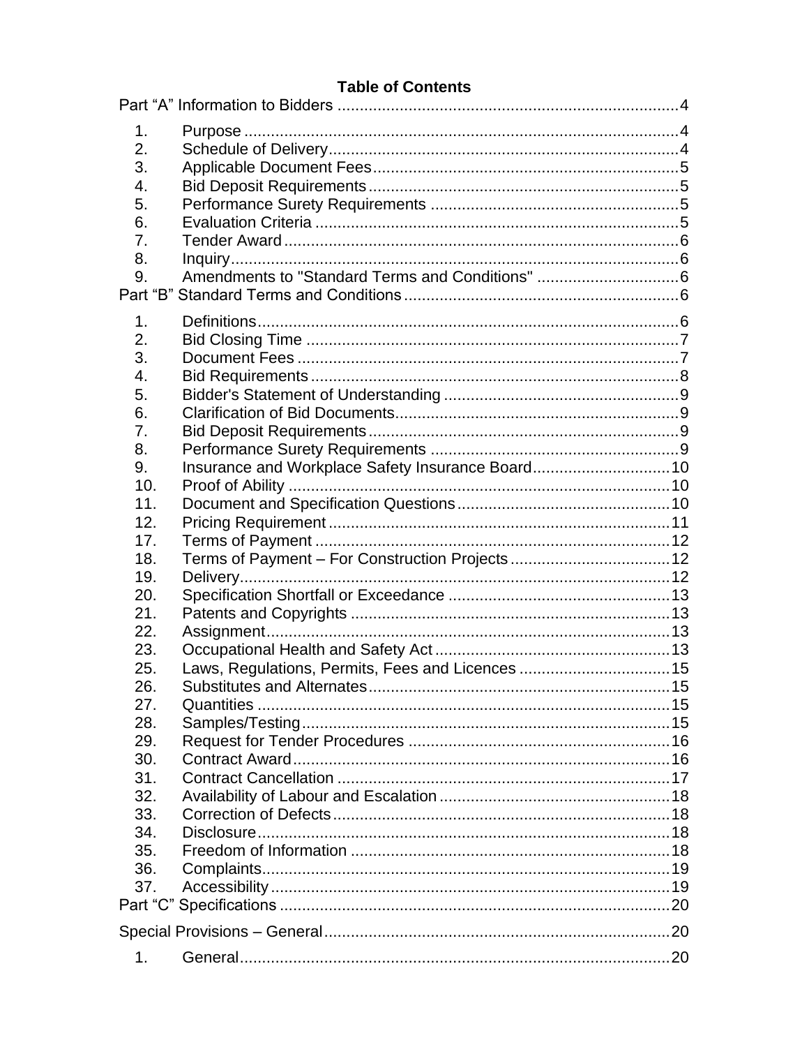# Table of Contents

Part “A” Information to Bidders ....................................................................... 4

1. Purpose ....................................................................................................... 4
2. Schedule of Delivery .................................................................................... 4
3. Applicable Document Fees ........................................................................... 5
4. Bid Deposit Requirements ............................................................................ 5
5. Performance Surety Requirements ............................................................... 5
6. Evaluation Criteria ........................................................................................ 5
7. Tender Award ............................................................................................... 6
8. Inquiry .......................................................................................................... 6
9. Amendments to "Standard Terms and Conditions" ......................................... 6

Part “B” Standard Terms and Conditions .............................................................. 6

1. Definitions ..................................................................................................... 6
2. Bid Closing Time ........................................................................................... 7
3. Document Fees ............................................................................................. 7
4. Bid Requirements .......................................................................................... 8
5. Bidder's Statement of Understanding ............................................................. 9
6. Clarification of Bid Documents ....................................................................... 9
7. Bid Deposit Requirements .............................................................................. 9
8. Performance Surety Requirements ................................................................. 9
9. Insurance and Workplace Safety Insurance Board ......................................... 10
10. Proof of Ability ............................................................................................... 10
11. Document and Specification Questions .......................................................... 10
12. Pricing Requirement ...................................................................................... 11

17. Terms of Payment ......................................................................................... 12
18. Terms of Payment – For Construction Projects .............................................. 12
19. Delivery ......................................................................................................... 12
20. Specification Shortfall or Exceedance ............................................................ 13
21. Patents and Copyrights .................................................................................. 13
22. Assignment .................................................................................................... 13
23. Occupational Health and Safety Act ................................................................ 13

25. Laws, Regulations, Permits, Fees and Licences ............................................. 15
26. Substitutes and Alternates ............................................................................. 15
27. Quantities ...................................................................................................... 15
28. Samples/Testing ............................................................................................ 15
29. Request for Tender Procedures ...................................................................... 16
30. Contract Award ............................................................................................... 16
31. Contract Cancellation ..................................................................................... 17
32. Availability of Labour and Escalation .............................................................. 18
33. Correction of Defects ...................................................................................... 18
34. Disclosure ...................................................................................................... 18
35. Freedom of Information .................................................................................. 18
36. Complaints ..................................................................................................... 19
37. Accessibility ................................................................................................... 19

Part “C” Specifications ........................................................................................ 20

Special Provisions – General ............................................................................... 20

1. General .......................................................................................................... 20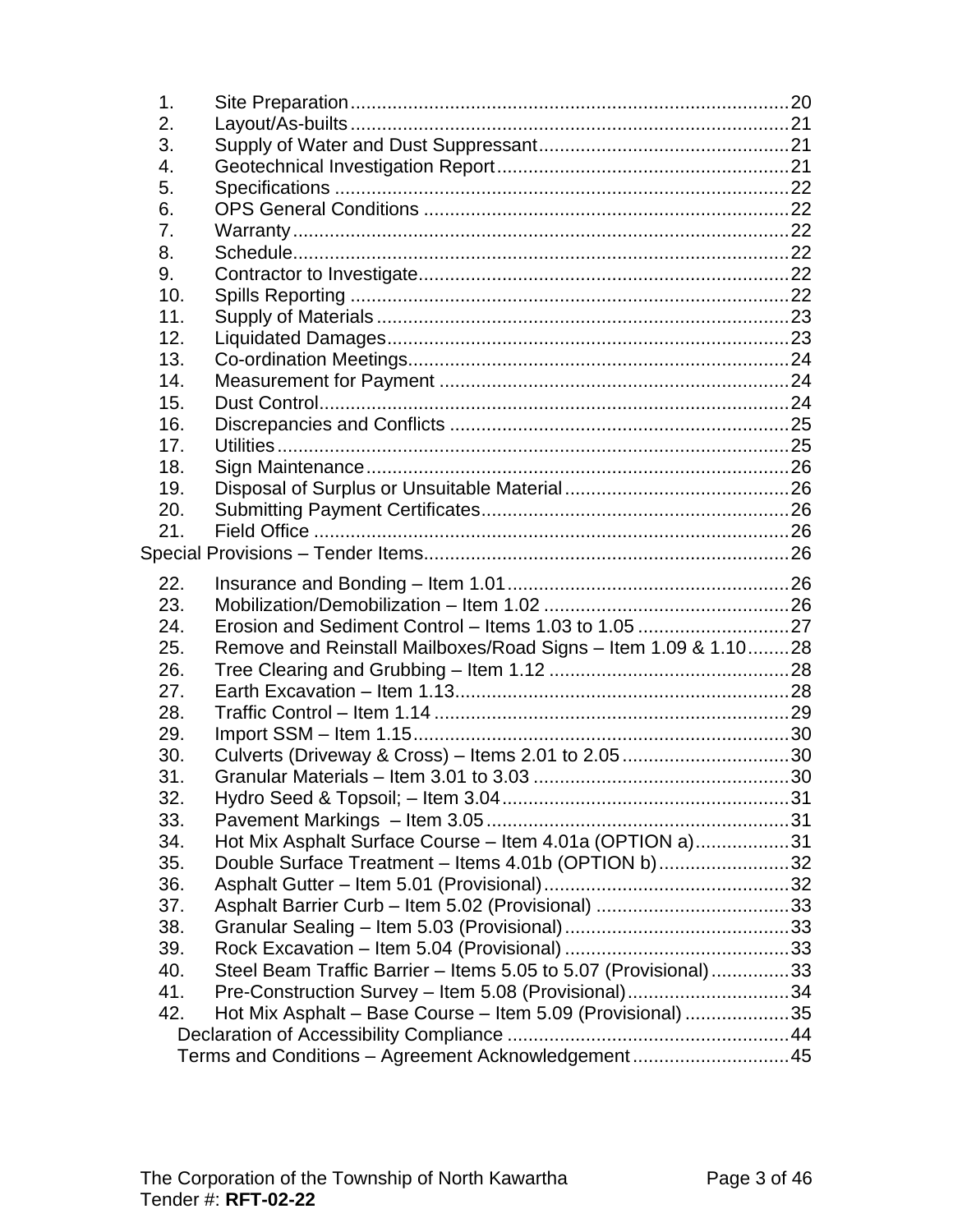1. Site Preparation .......... 20
2. Layout/As-builts .......... 21
3. Supply of Water and Dust Suppressant .......... 21
4. Geotechnical Investigation Report .......... 21
5. Specifications .......... 22
6. OPS General Conditions .......... 22
7. Warranty .......... 22
8. Schedule .......... 22
9. Contractor to Investigate .......... 22
10. Spills Reporting .......... 22
11. Supply of Materials .......... 23
12. Liquidated Damages .......... 23
13. Co-ordination Meetings .......... 24
14. Measurement for Payment .......... 24
15. Dust Control .......... 24
16. Discrepancies and Conflicts .......... 25
17. Utilities .......... 25
18. Sign Maintenance .......... 26
19. Disposal of Surplus or Unsuitable Material .......... 26
20. Submitting Payment Certificates .......... 26
21. Field Office .......... 26

Special Provisions – Tender Items .......... 26

22. Insurance and Bonding – Item 1.01 .......... 26
23. Mobilization/Demobilization – Item 1.02 .......... 26
24. Erosion and Sediment Control – Items 1.03 to 1.05 .......... 27
25. Remove and Reinstall Mailboxes/Road Signs – Item 1.09 & 1.10 .......... 28
26. Tree Clearing and Grubbing – Item 1.12 .......... 28
27. Earth Excavation – Item 1.13 .......... 28
28. Traffic Control – Item 1.14 .......... 29
29. Import SSM – Item 1.15 .......... 30
30. Culverts (Driveway & Cross) – Items 2.01 to 2.05 .......... 30
31. Granular Materials – Item 3.01 to 3.03 .......... 30
32. Hydro Seed & Topsoil; – Item 3.04 .......... 31
33. Pavement Markings – Item 3.05 .......... 31
34. Hot Mix Asphalt Surface Course – Item 4.01a (OPTION a) .......... 31
35. Double Surface Treatment – Items 4.01b (OPTION b) .......... 32
36. Asphalt Gutter – Item 5.01 (Provisional) .......... 32
37. Asphalt Barrier Curb – Item 5.02 (Provisional) .......... 33
38. Granular Sealing – Item 5.03 (Provisional) .......... 33
39. Rock Excavation – Item 5.04 (Provisional) .......... 33
40. Steel Beam Traffic Barrier – Items 5.05 to 5.07 (Provisional) .......... 33
41. Pre-Construction Survey – Item 5.08 (Provisional) .......... 34
42. Hot Mix Asphalt – Base Course – Item 5.09 (Provisional) .......... 35

Declaration of Accessibility Compliance .......... 44

Terms and Conditions – Agreement Acknowledgement .......... 45

The Corporation of the Township of North Kawartha
Tender #: **RFT-02-22**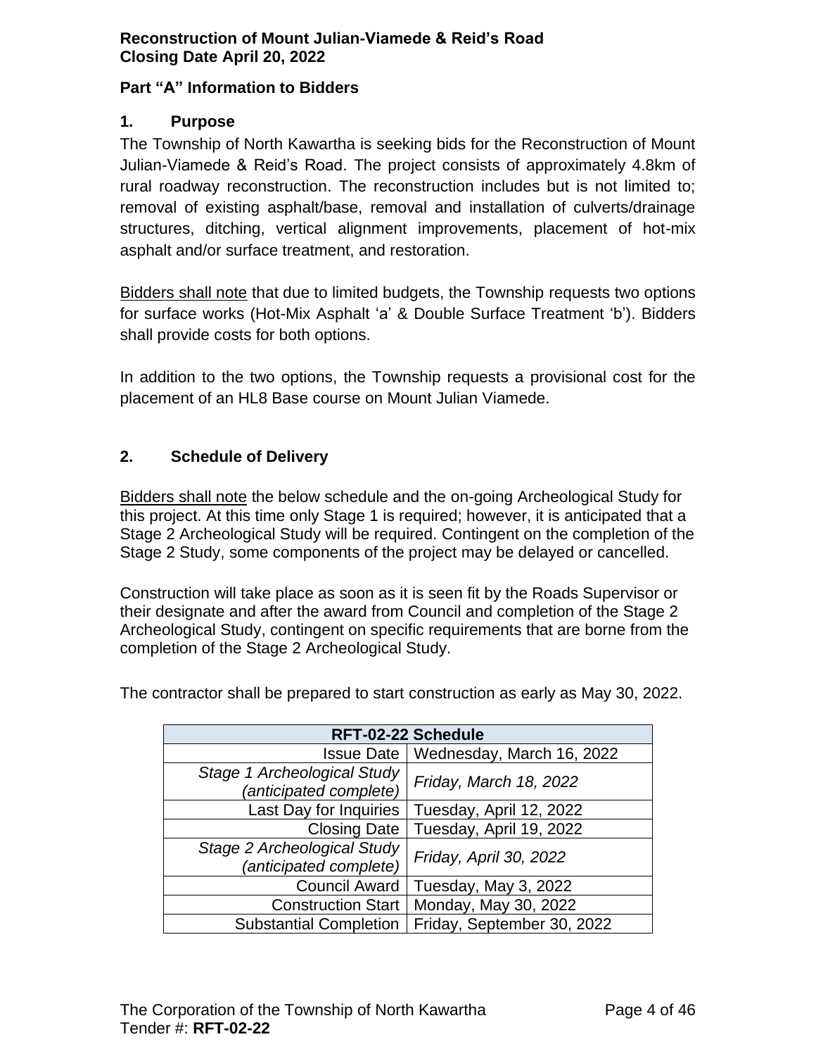## Part "A" Information to Bidders

### 1. Purpose

The Township of North Kawartha is seeking bids for the Reconstruction of Mount Julian-Viamede & Reid's Road. The project consists of approximately 4.8km of rural roadway reconstruction. The reconstruction includes but is not limited to; removal of existing asphalt/base, removal and installation of culverts/drainage structures, ditching, vertical alignment improvements, placement of hot-mix asphalt and/or surface treatment, and restoration.

<u>Bidders shall note</u> that due to limited budgets, the Township requests two options for surface works (Hot-Mix Asphalt 'a' & Double Surface Treatment 'b'). Bidders shall provide costs for both options.

In addition to the two options, the Township requests a provisional cost for the placement of an HL8 Base course on Mount Julian Viamede.

### 2. Schedule of Delivery

<u>Bidders shall note</u> the below schedule and the on-going Archeological Study for this project. At this time only Stage 1 is required; however, it is anticipated that a Stage 2 Archeological Study will be required. Contingent on the completion of the Stage 2 Study, some components of the project may be delayed or cancelled.

Construction will take place as soon as it is seen fit by the Roads Supervisor or their designate and after the award from Council and completion of the Stage 2 Archeological Study, contingent on specific requirements that are borne from the completion of the Stage 2 Archeological Study.

The contractor shall be prepared to start construction as early as May 30, 2022.

| RFT-02-22 Schedule | |
|---:|---|
| Issue Date | Wednesday, March 16, 2022 |
| *Stage 1 Archeological Study (anticipated complete)* | *Friday, March 18, 2022* |
| Last Day for Inquiries | Tuesday, April 12, 2022 |
| Closing Date | Tuesday, April 19, 2022 |
| *Stage 2 Archeological Study (anticipated complete)* | *Friday, April 30, 2022* |
| Council Award | Tuesday, May 3, 2022 |
| Construction Start | Monday, May 30, 2022 |
| Substantial Completion | Friday, September 30, 2022 |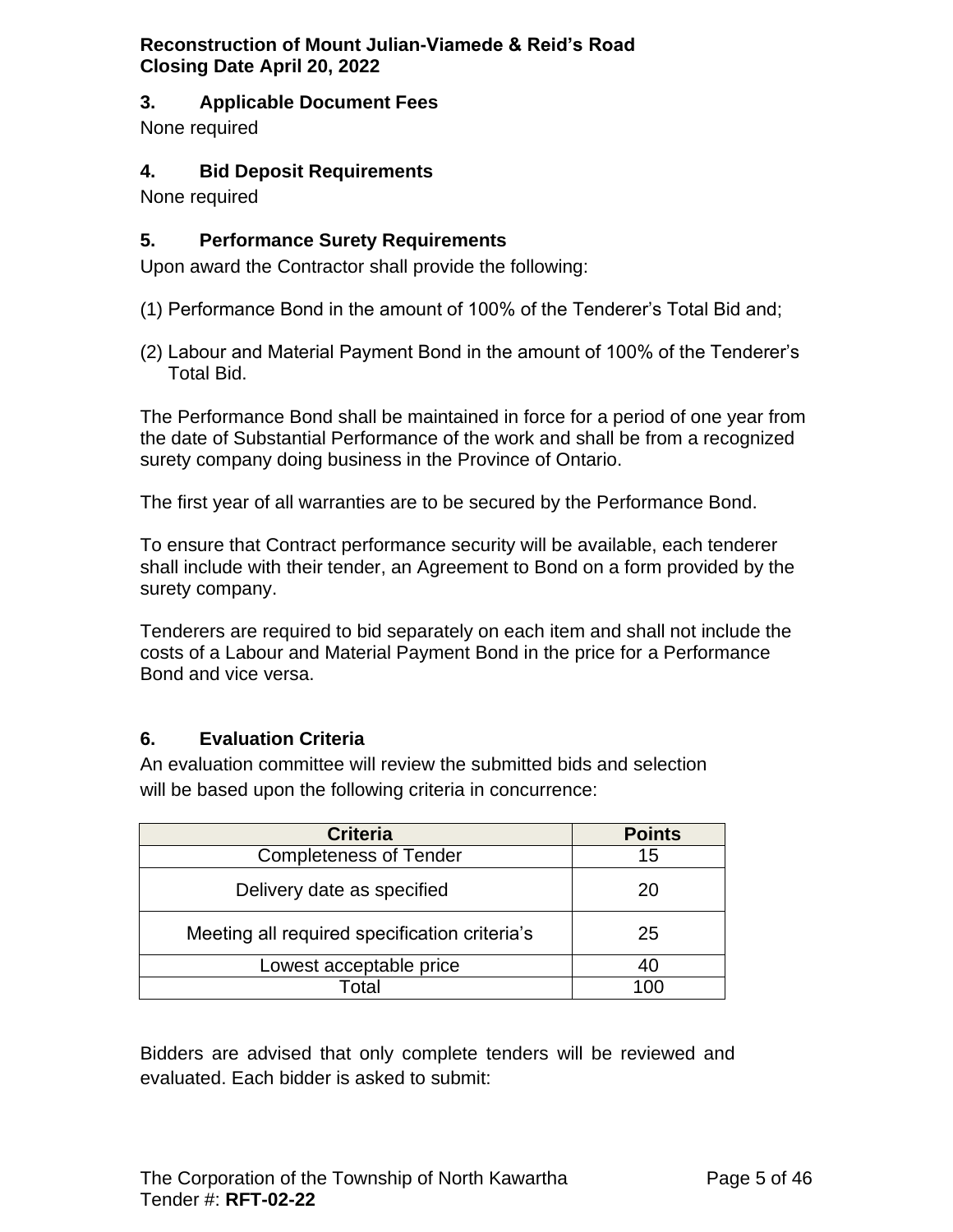### 3. Applicable Document Fees

None required

### 4. Bid Deposit Requirements

None required

### 5. Performance Surety Requirements

Upon award the Contractor shall provide the following:

(1) Performance Bond in the amount of 100% of the Tenderer's Total Bid and;

(2) Labour and Material Payment Bond in the amount of 100% of the Tenderer's Total Bid.

The Performance Bond shall be maintained in force for a period of one year from the date of Substantial Performance of the work and shall be from a recognized surety company doing business in the Province of Ontario.

The first year of all warranties are to be secured by the Performance Bond.

To ensure that Contract performance security will be available, each tenderer shall include with their tender, an Agreement to Bond on a form provided by the surety company.

Tenderers are required to bid separately on each item and shall not include the costs of a Labour and Material Payment Bond in the price for a Performance Bond and vice versa.

### 6. Evaluation Criteria

An evaluation committee will review the submitted bids and selection will be based upon the following criteria in concurrence:

| Criteria | Points |
|---|---|
| Completeness of Tender | 15 |
| Delivery date as specified | 20 |
| Meeting all required specification criteria's | 25 |
| Lowest acceptable price | 40 |
| Total | 100 |

Bidders are advised that only complete tenders will be reviewed and evaluated. Each bidder is asked to submit: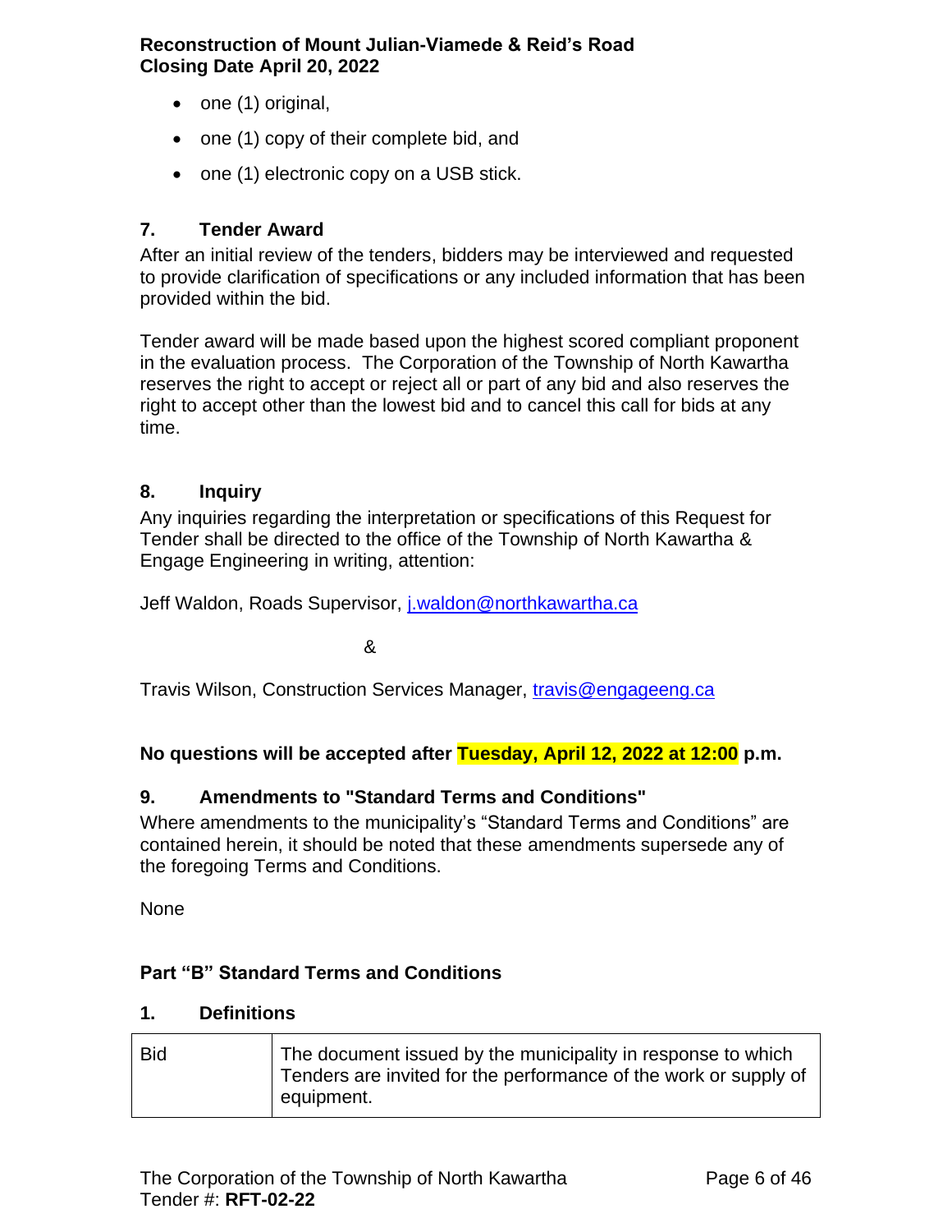- one (1) original,
- one (1) copy of their complete bid, and
- one (1) electronic copy on a USB stick.

### 7. Tender Award

After an initial review of the tenders, bidders may be interviewed and requested to provide clarification of specifications or any included information that has been provided within the bid.

Tender award will be made based upon the highest scored compliant proponent in the evaluation process. The Corporation of the Township of North Kawartha reserves the right to accept or reject all or part of any bid and also reserves the right to accept other than the lowest bid and to cancel this call for bids at any time.

### 8. Inquiry

Any inquiries regarding the interpretation or specifications of this Request for Tender shall be directed to the office of the Township of North Kawartha & Engage Engineering in writing, attention:

Jeff Waldon, Roads Supervisor, j.waldon@northkawartha.ca

&

Travis Wilson, Construction Services Manager, travis@engageeng.ca

**No questions will be accepted after Tuesday, April 12, 2022 at 12:00 p.m.**

### 9. Amendments to "Standard Terms and Conditions"

Where amendments to the municipality's "Standard Terms and Conditions" are contained herein, it should be noted that these amendments supersede any of the foregoing Terms and Conditions.

None

## Part "B" Standard Terms and Conditions

### 1. Definitions

| | |
|---|---|
| Bid | The document issued by the municipality in response to which Tenders are invited for the performance of the work or supply of equipment. |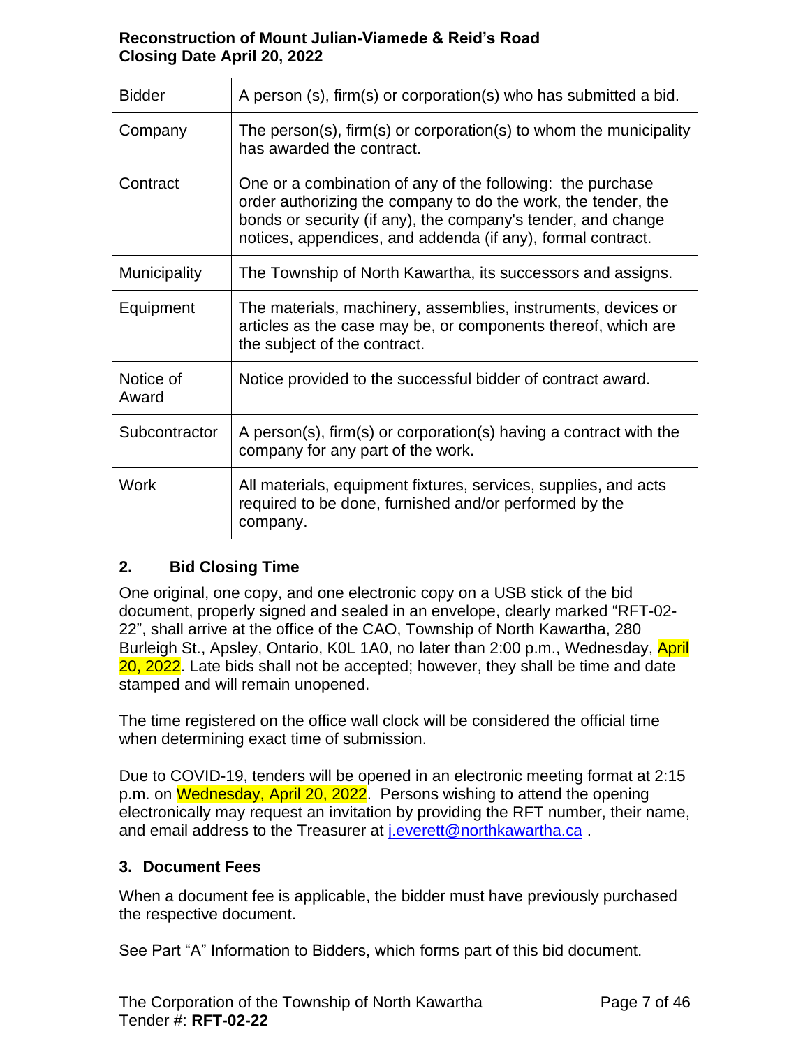| Bidder | A person (s), firm(s) or corporation(s) who has submitted a bid. |
|---|---|
| Company | The person(s), firm(s) or corporation(s) to whom the municipality has awarded the contract. |
| Contract | One or a combination of any of the following: the purchase order authorizing the company to do the work, the tender, the bonds or security (if any), the company's tender, and change notices, appendices, and addenda (if any), formal contract. |
| Municipality | The Township of North Kawartha, its successors and assigns. |
| Equipment | The materials, machinery, assemblies, instruments, devices or articles as the case may be, or components thereof, which are the subject of the contract. |
| Notice of Award | Notice provided to the successful bidder of contract award. |
| Subcontractor | A person(s), firm(s) or corporation(s) having a contract with the company for any part of the work. |
| Work | All materials, equipment fixtures, services, supplies, and acts required to be done, furnished and/or performed by the company. |

## 2. Bid Closing Time

One original, one copy, and one electronic copy on a USB stick of the bid document, properly signed and sealed in an envelope, clearly marked "RFT-02-22", shall arrive at the office of the CAO, Township of North Kawartha, 280 Burleigh St., Apsley, Ontario, K0L 1A0, no later than 2:00 p.m., Wednesday, April 20, 2022. Late bids shall not be accepted; however, they shall be time and date stamped and will remain unopened.

The time registered on the office wall clock will be considered the official time when determining exact time of submission.

Due to COVID-19, tenders will be opened in an electronic meeting format at 2:15 p.m. on Wednesday, April 20, 2022. Persons wishing to attend the opening electronically may request an invitation by providing the RFT number, their name, and email address to the Treasurer at j.everett@northkawartha.ca .

## 3. Document Fees

When a document fee is applicable, the bidder must have previously purchased the respective document.

See Part "A" Information to Bidders, which forms part of this bid document.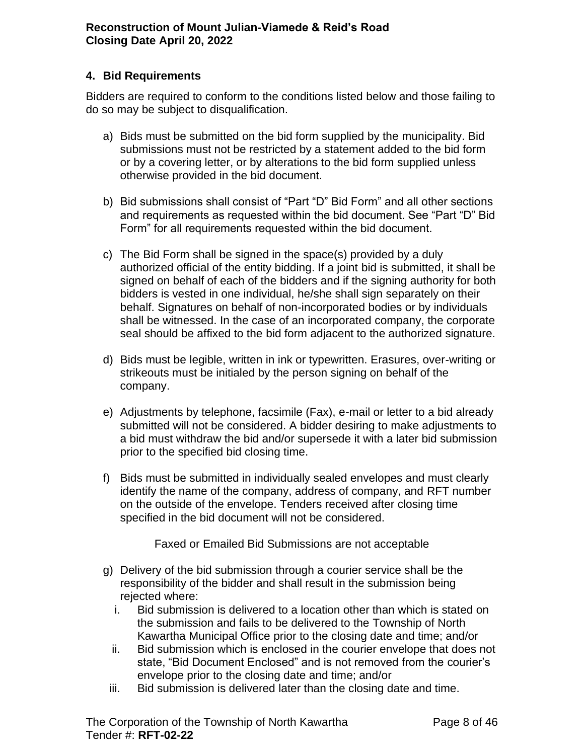## 4. Bid Requirements

Bidders are required to conform to the conditions listed below and those failing to do so may be subject to disqualification.

a) Bids must be submitted on the bid form supplied by the municipality. Bid submissions must not be restricted by a statement added to the bid form or by a covering letter, or by alterations to the bid form supplied unless otherwise provided in the bid document.

b) Bid submissions shall consist of "Part "D" Bid Form" and all other sections and requirements as requested within the bid document. See "Part "D" Bid Form" for all requirements requested within the bid document.

c) The Bid Form shall be signed in the space(s) provided by a duly authorized official of the entity bidding. If a joint bid is submitted, it shall be signed on behalf of each of the bidders and if the signing authority for both bidders is vested in one individual, he/she shall sign separately on their behalf. Signatures on behalf of non-incorporated bodies or by individuals shall be witnessed. In the case of an incorporated company, the corporate seal should be affixed to the bid form adjacent to the authorized signature.

d) Bids must be legible, written in ink or typewritten. Erasures, over-writing or strikeouts must be initialed by the person signing on behalf of the company.

e) Adjustments by telephone, facsimile (Fax), e-mail or letter to a bid already submitted will not be considered. A bidder desiring to make adjustments to a bid must withdraw the bid and/or supersede it with a later bid submission prior to the specified bid closing time.

f) Bids must be submitted in individually sealed envelopes and must clearly identify the name of the company, address of company, and RFT number on the outside of the envelope. Tenders received after closing time specified in the bid document will not be considered.

   Faxed or Emailed Bid Submissions are not acceptable

g) Delivery of the bid submission through a courier service shall be the responsibility of the bidder and shall result in the submission being rejected where:
   i. Bid submission is delivered to a location other than which is stated on the submission and fails to be delivered to the Township of North Kawartha Municipal Office prior to the closing date and time; and/or
   ii. Bid submission which is enclosed in the courier envelope that does not state, "Bid Document Enclosed" and is not removed from the courier's envelope prior to the closing date and time; and/or
   iii. Bid submission is delivered later than the closing date and time.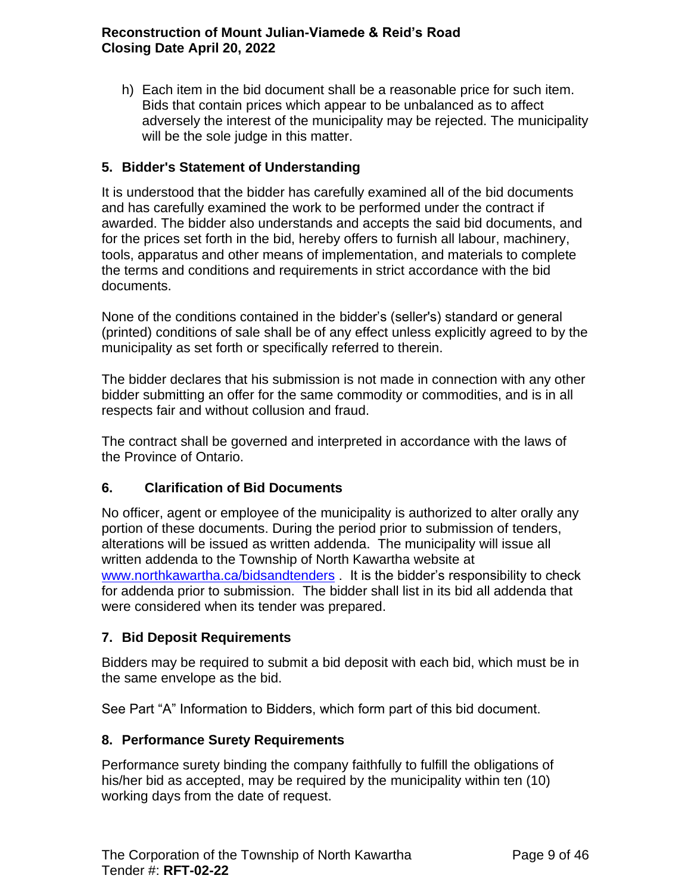h) Each item in the bid document shall be a reasonable price for such item. Bids that contain prices which appear to be unbalanced as to affect adversely the interest of the municipality may be rejected. The municipality will be the sole judge in this matter.

## 5. Bidder's Statement of Understanding

It is understood that the bidder has carefully examined all of the bid documents and has carefully examined the work to be performed under the contract if awarded. The bidder also understands and accepts the said bid documents, and for the prices set forth in the bid, hereby offers to furnish all labour, machinery, tools, apparatus and other means of implementation, and materials to complete the terms and conditions and requirements in strict accordance with the bid documents.

None of the conditions contained in the bidder's (seller's) standard or general (printed) conditions of sale shall be of any effect unless explicitly agreed to by the municipality as set forth or specifically referred to therein.

The bidder declares that his submission is not made in connection with any other bidder submitting an offer for the same commodity or commodities, and is in all respects fair and without collusion and fraud.

The contract shall be governed and interpreted in accordance with the laws of the Province of Ontario.

## 6. Clarification of Bid Documents

No officer, agent or employee of the municipality is authorized to alter orally any portion of these documents. During the period prior to submission of tenders, alterations will be issued as written addenda. The municipality will issue all written addenda to the Township of North Kawartha website at [www.northkawartha.ca/bidsandtenders](http://www.northkawartha.ca/bidsandtenders) . It is the bidder's responsibility to check for addenda prior to submission. The bidder shall list in its bid all addenda that were considered when its tender was prepared.

## 7. Bid Deposit Requirements

Bidders may be required to submit a bid deposit with each bid, which must be in the same envelope as the bid.

See Part "A" Information to Bidders, which form part of this bid document.

## 8. Performance Surety Requirements

Performance surety binding the company faithfully to fulfill the obligations of his/her bid as accepted, may be required by the municipality within ten (10) working days from the date of request.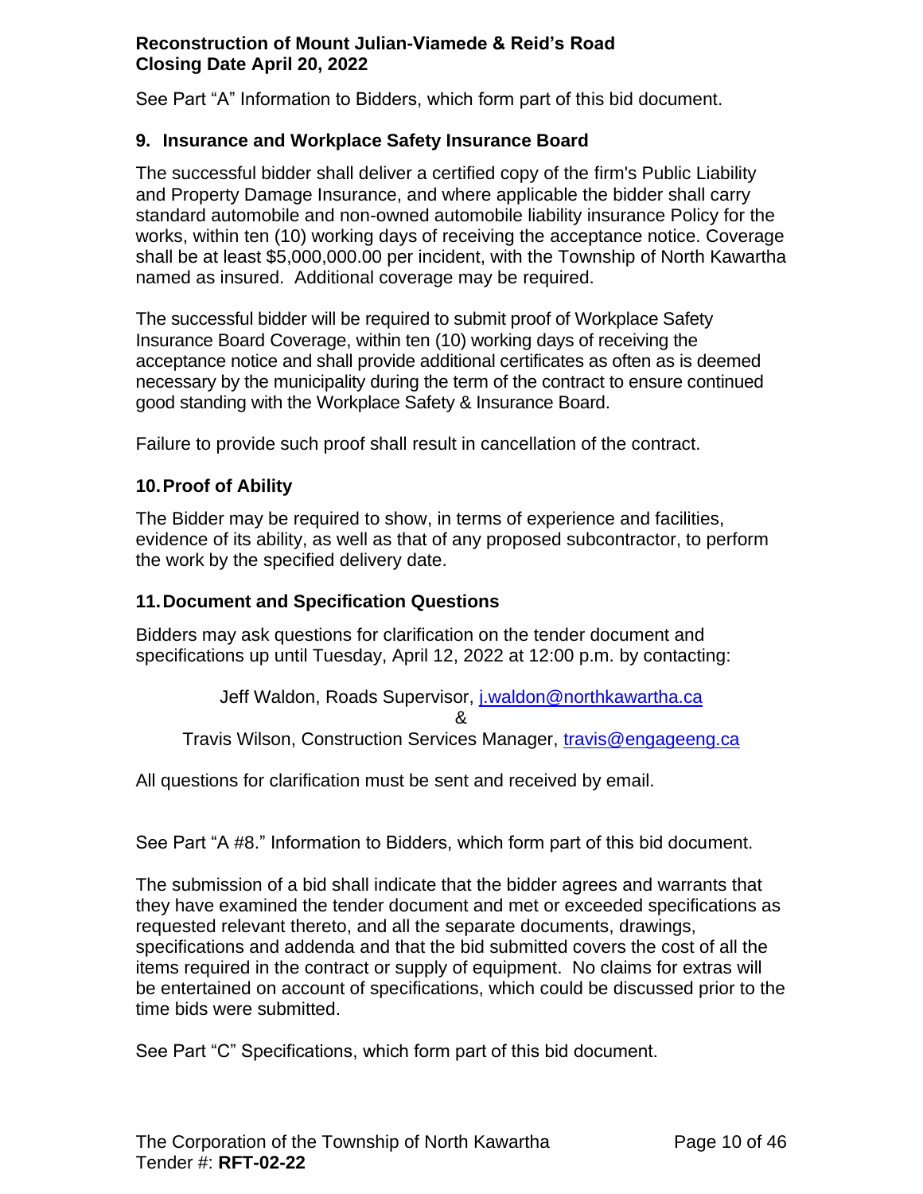See Part "A" Information to Bidders, which form part of this bid document.

## 9. Insurance and Workplace Safety Insurance Board

The successful bidder shall deliver a certified copy of the firm's Public Liability and Property Damage Insurance, and where applicable the bidder shall carry standard automobile and non-owned automobile liability insurance Policy for the works, within ten (10) working days of receiving the acceptance notice. Coverage shall be at least $5,000,000.00 per incident, with the Township of North Kawartha named as insured. Additional coverage may be required.

The successful bidder will be required to submit proof of Workplace Safety Insurance Board Coverage, within ten (10) working days of receiving the acceptance notice and shall provide additional certificates as often as is deemed necessary by the municipality during the term of the contract to ensure continued good standing with the Workplace Safety & Insurance Board.

Failure to provide such proof shall result in cancellation of the contract.

## 10. Proof of Ability

The Bidder may be required to show, in terms of experience and facilities, evidence of its ability, as well as that of any proposed subcontractor, to perform the work by the specified delivery date.

## 11. Document and Specification Questions

Bidders may ask questions for clarification on the tender document and specifications up until Tuesday, April 12, 2022 at 12:00 p.m. by contacting:

Jeff Waldon, Roads Supervisor, j.waldon@northkawartha.ca

&

Travis Wilson, Construction Services Manager, travis@engageeng.ca

All questions for clarification must be sent and received by email.

See Part "A #8." Information to Bidders, which form part of this bid document.

The submission of a bid shall indicate that the bidder agrees and warrants that they have examined the tender document and met or exceeded specifications as requested relevant thereto, and all the separate documents, drawings, specifications and addenda and that the bid submitted covers the cost of all the items required in the contract or supply of equipment. No claims for extras will be entertained on account of specifications, which could be discussed prior to the time bids were submitted.

See Part "C" Specifications, which form part of this bid document.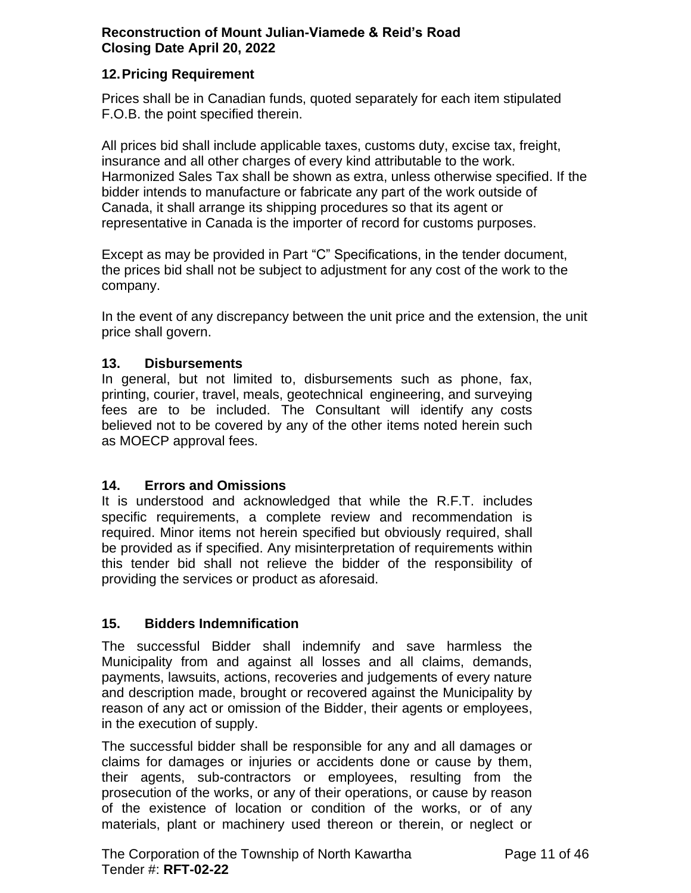## 12. Pricing Requirement

Prices shall be in Canadian funds, quoted separately for each item stipulated F.O.B. the point specified therein.

All prices bid shall include applicable taxes, customs duty, excise tax, freight, insurance and all other charges of every kind attributable to the work. Harmonized Sales Tax shall be shown as extra, unless otherwise specified. If the bidder intends to manufacture or fabricate any part of the work outside of Canada, it shall arrange its shipping procedures so that its agent or representative in Canada is the importer of record for customs purposes.

Except as may be provided in Part "C" Specifications, in the tender document, the prices bid shall not be subject to adjustment for any cost of the work to the company.

In the event of any discrepancy between the unit price and the extension, the unit price shall govern.

## 13. Disbursements

In general, but not limited to, disbursements such as phone, fax, printing, courier, travel, meals, geotechnical engineering, and surveying fees are to be included. The Consultant will identify any costs believed not to be covered by any of the other items noted herein such as MOECP approval fees.

## 14. Errors and Omissions

It is understood and acknowledged that while the R.F.T. includes specific requirements, a complete review and recommendation is required. Minor items not herein specified but obviously required, shall be provided as if specified. Any misinterpretation of requirements within this tender bid shall not relieve the bidder of the responsibility of providing the services or product as aforesaid.

## 15. Bidders Indemnification

The successful Bidder shall indemnify and save harmless the Municipality from and against all losses and all claims, demands, payments, lawsuits, actions, recoveries and judgements of every nature and description made, brought or recovered against the Municipality by reason of any act or omission of the Bidder, their agents or employees, in the execution of supply.

The successful bidder shall be responsible for any and all damages or claims for damages or injuries or accidents done or cause by them, their agents, sub-contractors or employees, resulting from the prosecution of the works, or any of their operations, or cause by reason of the existence of location or condition of the works, or of any materials, plant or machinery used thereon or therein, or neglect or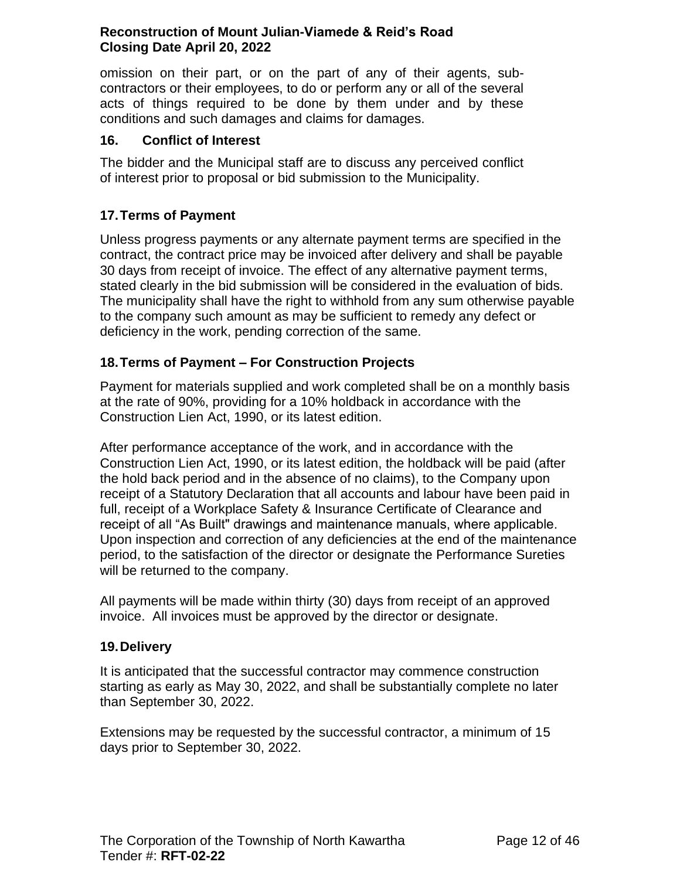omission on their part, or on the part of any of their agents, sub-contractors or their employees, to do or perform any or all of the several acts of things required to be done by them under and by these conditions and such damages and claims for damages.

### 16. Conflict of Interest

The bidder and the Municipal staff are to discuss any perceived conflict of interest prior to proposal or bid submission to the Municipality.

### 17. Terms of Payment

Unless progress payments or any alternate payment terms are specified in the contract, the contract price may be invoiced after delivery and shall be payable 30 days from receipt of invoice. The effect of any alternative payment terms, stated clearly in the bid submission will be considered in the evaluation of bids. The municipality shall have the right to withhold from any sum otherwise payable to the company such amount as may be sufficient to remedy any defect or deficiency in the work, pending correction of the same.

### 18. Terms of Payment – For Construction Projects

Payment for materials supplied and work completed shall be on a monthly basis at the rate of 90%, providing for a 10% holdback in accordance with the Construction Lien Act, 1990, or its latest edition.

After performance acceptance of the work, and in accordance with the Construction Lien Act, 1990, or its latest edition, the holdback will be paid (after the hold back period and in the absence of no claims), to the Company upon receipt of a Statutory Declaration that all accounts and labour have been paid in full, receipt of a Workplace Safety & Insurance Certificate of Clearance and receipt of all "As Built" drawings and maintenance manuals, where applicable. Upon inspection and correction of any deficiencies at the end of the maintenance period, to the satisfaction of the director or designate the Performance Sureties will be returned to the company.

All payments will be made within thirty (30) days from receipt of an approved invoice. All invoices must be approved by the director or designate.

### 19. Delivery

It is anticipated that the successful contractor may commence construction starting as early as May 30, 2022, and shall be substantially complete no later than September 30, 2022.

Extensions may be requested by the successful contractor, a minimum of 15 days prior to September 30, 2022.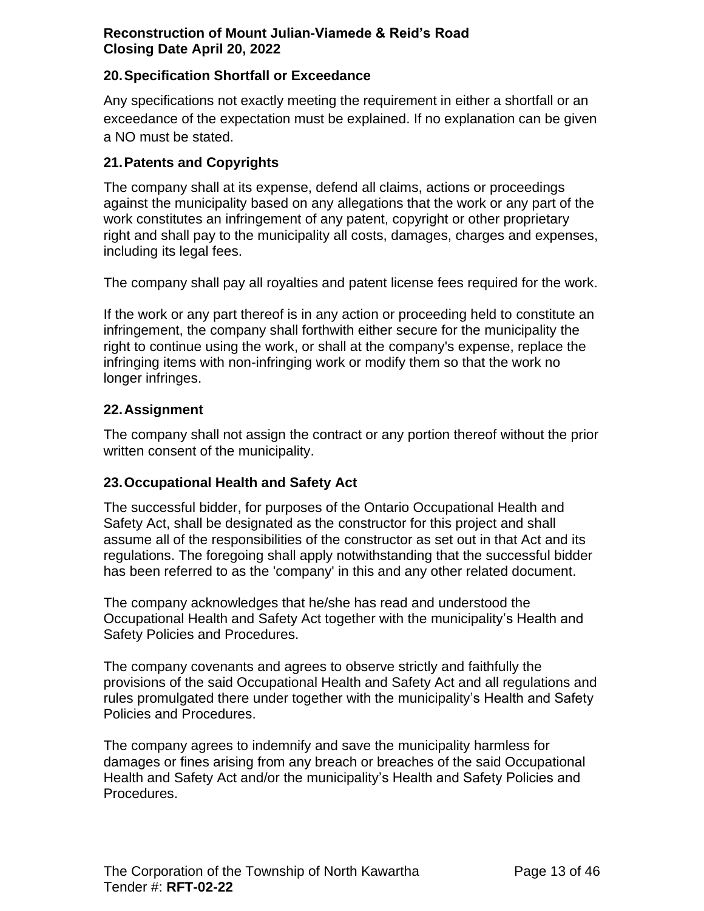## 20. Specification Shortfall or Exceedance

Any specifications not exactly meeting the requirement in either a shortfall or an exceedance of the expectation must be explained. If no explanation can be given a NO must be stated.

## 21. Patents and Copyrights

The company shall at its expense, defend all claims, actions or proceedings against the municipality based on any allegations that the work or any part of the work constitutes an infringement of any patent, copyright or other proprietary right and shall pay to the municipality all costs, damages, charges and expenses, including its legal fees.

The company shall pay all royalties and patent license fees required for the work.

If the work or any part thereof is in any action or proceeding held to constitute an infringement, the company shall forthwith either secure for the municipality the right to continue using the work, or shall at the company's expense, replace the infringing items with non-infringing work or modify them so that the work no longer infringes.

## 22. Assignment

The company shall not assign the contract or any portion thereof without the prior written consent of the municipality.

## 23. Occupational Health and Safety Act

The successful bidder, for purposes of the Ontario Occupational Health and Safety Act, shall be designated as the constructor for this project and shall assume all of the responsibilities of the constructor as set out in that Act and its regulations. The foregoing shall apply notwithstanding that the successful bidder has been referred to as the 'company' in this and any other related document.

The company acknowledges that he/she has read and understood the Occupational Health and Safety Act together with the municipality's Health and Safety Policies and Procedures.

The company covenants and agrees to observe strictly and faithfully the provisions of the said Occupational Health and Safety Act and all regulations and rules promulgated there under together with the municipality's Health and Safety Policies and Procedures.

The company agrees to indemnify and save the municipality harmless for damages or fines arising from any breach or breaches of the said Occupational Health and Safety Act and/or the municipality's Health and Safety Policies and Procedures.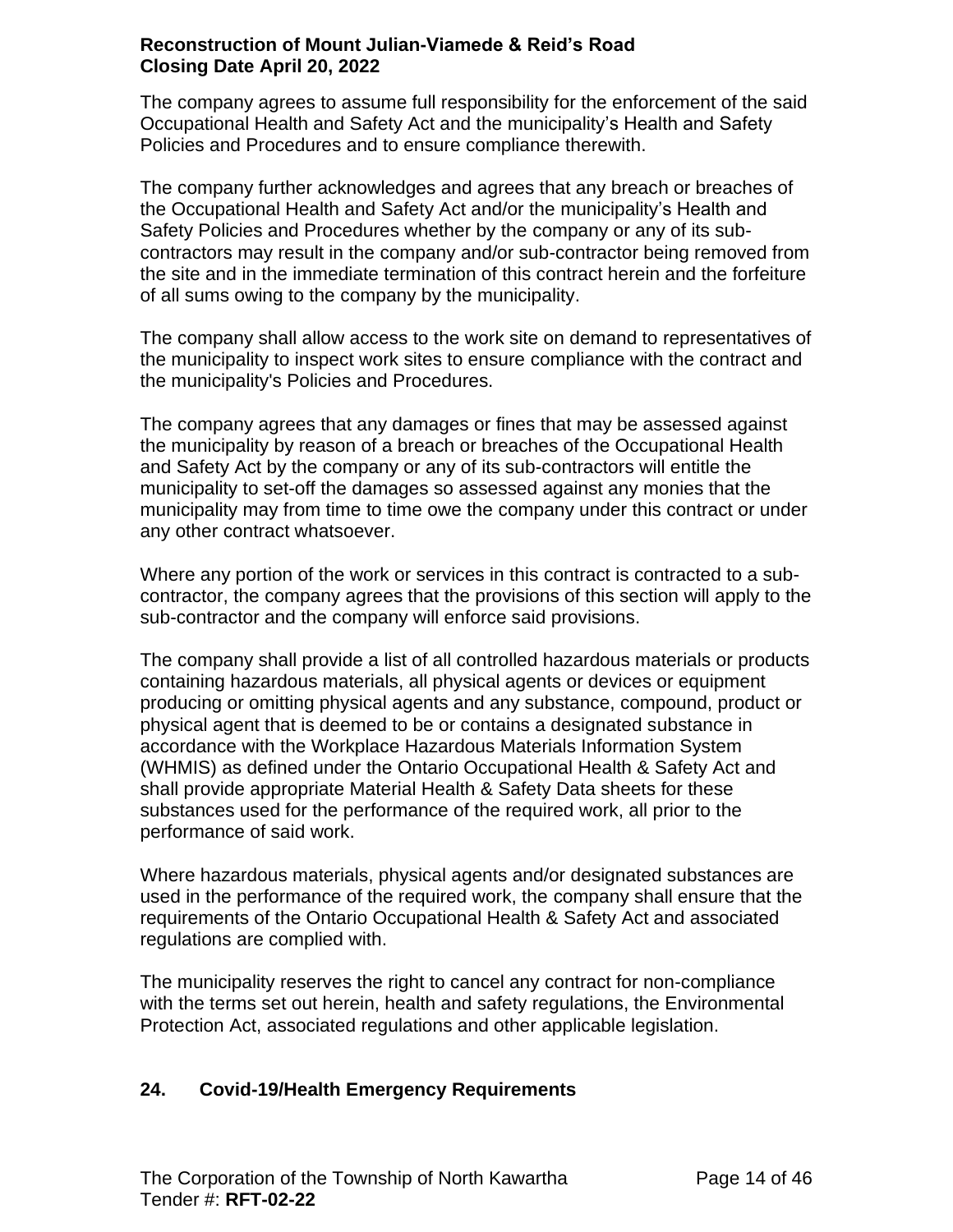The company agrees to assume full responsibility for the enforcement of the said Occupational Health and Safety Act and the municipality's Health and Safety Policies and Procedures and to ensure compliance therewith.

The company further acknowledges and agrees that any breach or breaches of the Occupational Health and Safety Act and/or the municipality's Health and Safety Policies and Procedures whether by the company or any of its sub-contractors may result in the company and/or sub-contractor being removed from the site and in the immediate termination of this contract herein and the forfeiture of all sums owing to the company by the municipality.

The company shall allow access to the work site on demand to representatives of the municipality to inspect work sites to ensure compliance with the contract and the municipality's Policies and Procedures.

The company agrees that any damages or fines that may be assessed against the municipality by reason of a breach or breaches of the Occupational Health and Safety Act by the company or any of its sub-contractors will entitle the municipality to set-off the damages so assessed against any monies that the municipality may from time to time owe the company under this contract or under any other contract whatsoever.

Where any portion of the work or services in this contract is contracted to a sub-contractor, the company agrees that the provisions of this section will apply to the sub-contractor and the company will enforce said provisions.

The company shall provide a list of all controlled hazardous materials or products containing hazardous materials, all physical agents or devices or equipment producing or omitting physical agents and any substance, compound, product or physical agent that is deemed to be or contains a designated substance in accordance with the Workplace Hazardous Materials Information System (WHMIS) as defined under the Ontario Occupational Health & Safety Act and shall provide appropriate Material Health & Safety Data sheets for these substances used for the performance of the required work, all prior to the performance of said work.

Where hazardous materials, physical agents and/or designated substances are used in the performance of the required work, the company shall ensure that the requirements of the Ontario Occupational Health & Safety Act and associated regulations are complied with.

The municipality reserves the right to cancel any contract for non-compliance with the terms set out herein, health and safety regulations, the Environmental Protection Act, associated regulations and other applicable legislation.

## 24. Covid-19/Health Emergency Requirements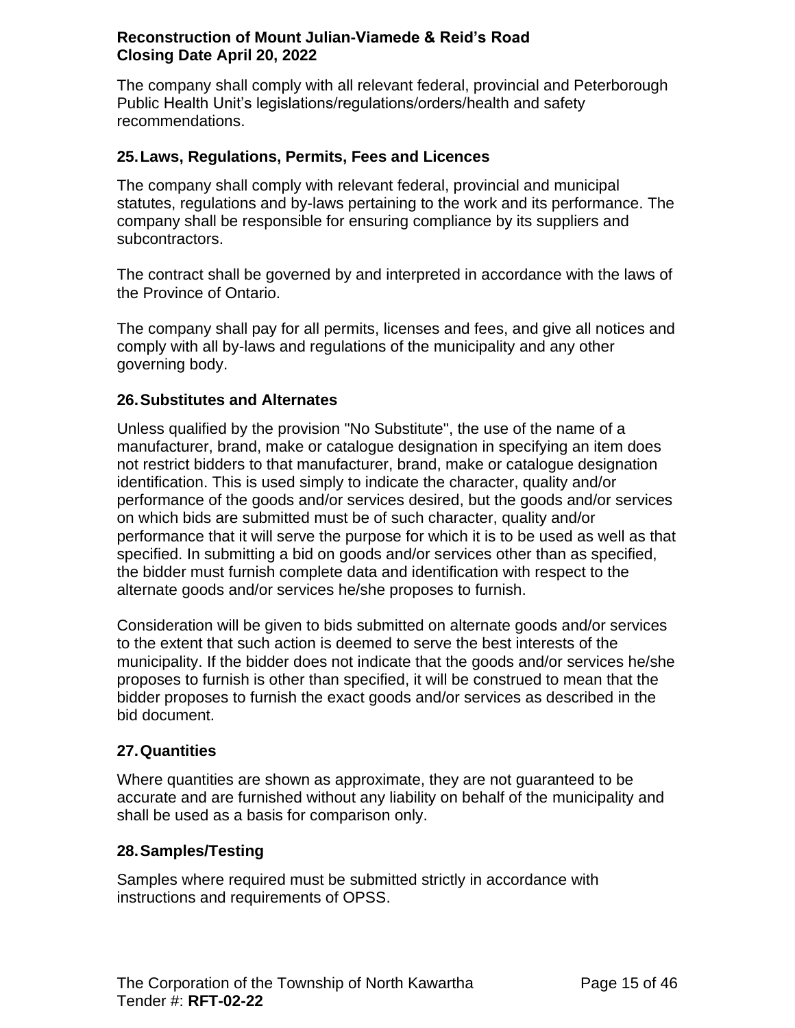The company shall comply with all relevant federal, provincial and Peterborough Public Health Unit's legislations/regulations/orders/health and safety recommendations.

### 25. Laws, Regulations, Permits, Fees and Licences

The company shall comply with relevant federal, provincial and municipal statutes, regulations and by-laws pertaining to the work and its performance. The company shall be responsible for ensuring compliance by its suppliers and subcontractors.

The contract shall be governed by and interpreted in accordance with the laws of the Province of Ontario.

The company shall pay for all permits, licenses and fees, and give all notices and comply with all by-laws and regulations of the municipality and any other governing body.

### 26. Substitutes and Alternates

Unless qualified by the provision "No Substitute", the use of the name of a manufacturer, brand, make or catalogue designation in specifying an item does not restrict bidders to that manufacturer, brand, make or catalogue designation identification. This is used simply to indicate the character, quality and/or performance of the goods and/or services desired, but the goods and/or services on which bids are submitted must be of such character, quality and/or performance that it will serve the purpose for which it is to be used as well as that specified. In submitting a bid on goods and/or services other than as specified, the bidder must furnish complete data and identification with respect to the alternate goods and/or services he/she proposes to furnish.

Consideration will be given to bids submitted on alternate goods and/or services to the extent that such action is deemed to serve the best interests of the municipality. If the bidder does not indicate that the goods and/or services he/she proposes to furnish is other than specified, it will be construed to mean that the bidder proposes to furnish the exact goods and/or services as described in the bid document.

### 27. Quantities

Where quantities are shown as approximate, they are not guaranteed to be accurate and are furnished without any liability on behalf of the municipality and shall be used as a basis for comparison only.

### 28. Samples/Testing

Samples where required must be submitted strictly in accordance with instructions and requirements of OPSS.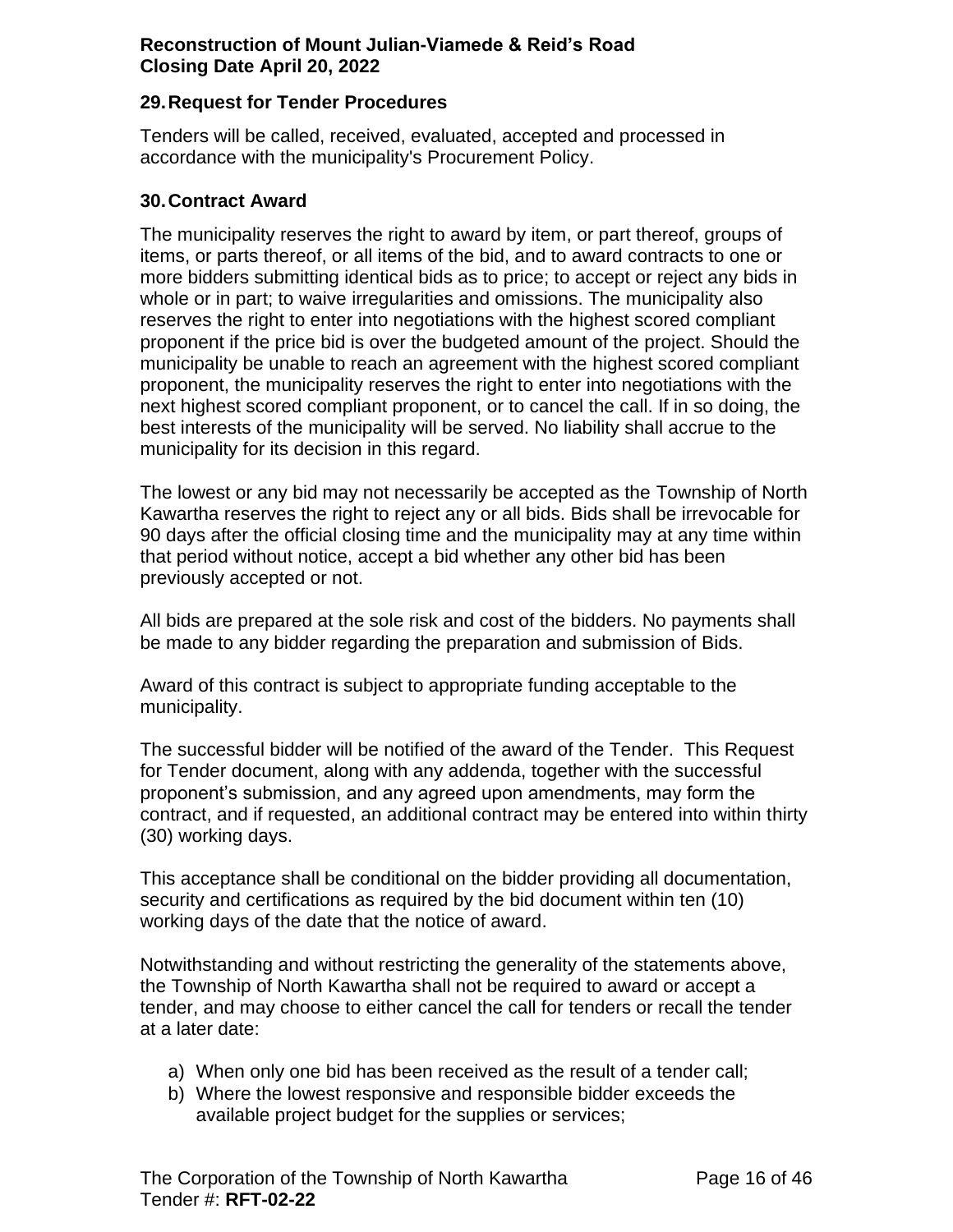## 29. Request for Tender Procedures

Tenders will be called, received, evaluated, accepted and processed in accordance with the municipality's Procurement Policy.

## 30. Contract Award

The municipality reserves the right to award by item, or part thereof, groups of items, or parts thereof, or all items of the bid, and to award contracts to one or more bidders submitting identical bids as to price; to accept or reject any bids in whole or in part; to waive irregularities and omissions. The municipality also reserves the right to enter into negotiations with the highest scored compliant proponent if the price bid is over the budgeted amount of the project. Should the municipality be unable to reach an agreement with the highest scored compliant proponent, the municipality reserves the right to enter into negotiations with the next highest scored compliant proponent, or to cancel the call. If in so doing, the best interests of the municipality will be served. No liability shall accrue to the municipality for its decision in this regard.

The lowest or any bid may not necessarily be accepted as the Township of North Kawartha reserves the right to reject any or all bids. Bids shall be irrevocable for 90 days after the official closing time and the municipality may at any time within that period without notice, accept a bid whether any other bid has been previously accepted or not.

All bids are prepared at the sole risk and cost of the bidders. No payments shall be made to any bidder regarding the preparation and submission of Bids.

Award of this contract is subject to appropriate funding acceptable to the municipality.

The successful bidder will be notified of the award of the Tender. This Request for Tender document, along with any addenda, together with the successful proponent's submission, and any agreed upon amendments, may form the contract, and if requested, an additional contract may be entered into within thirty (30) working days.

This acceptance shall be conditional on the bidder providing all documentation, security and certifications as required by the bid document within ten (10) working days of the date that the notice of award.

Notwithstanding and without restricting the generality of the statements above, the Township of North Kawartha shall not be required to award or accept a tender, and may choose to either cancel the call for tenders or recall the tender at a later date:

a) When only one bid has been received as the result of a tender call;
b) Where the lowest responsive and responsible bidder exceeds the available project budget for the supplies or services;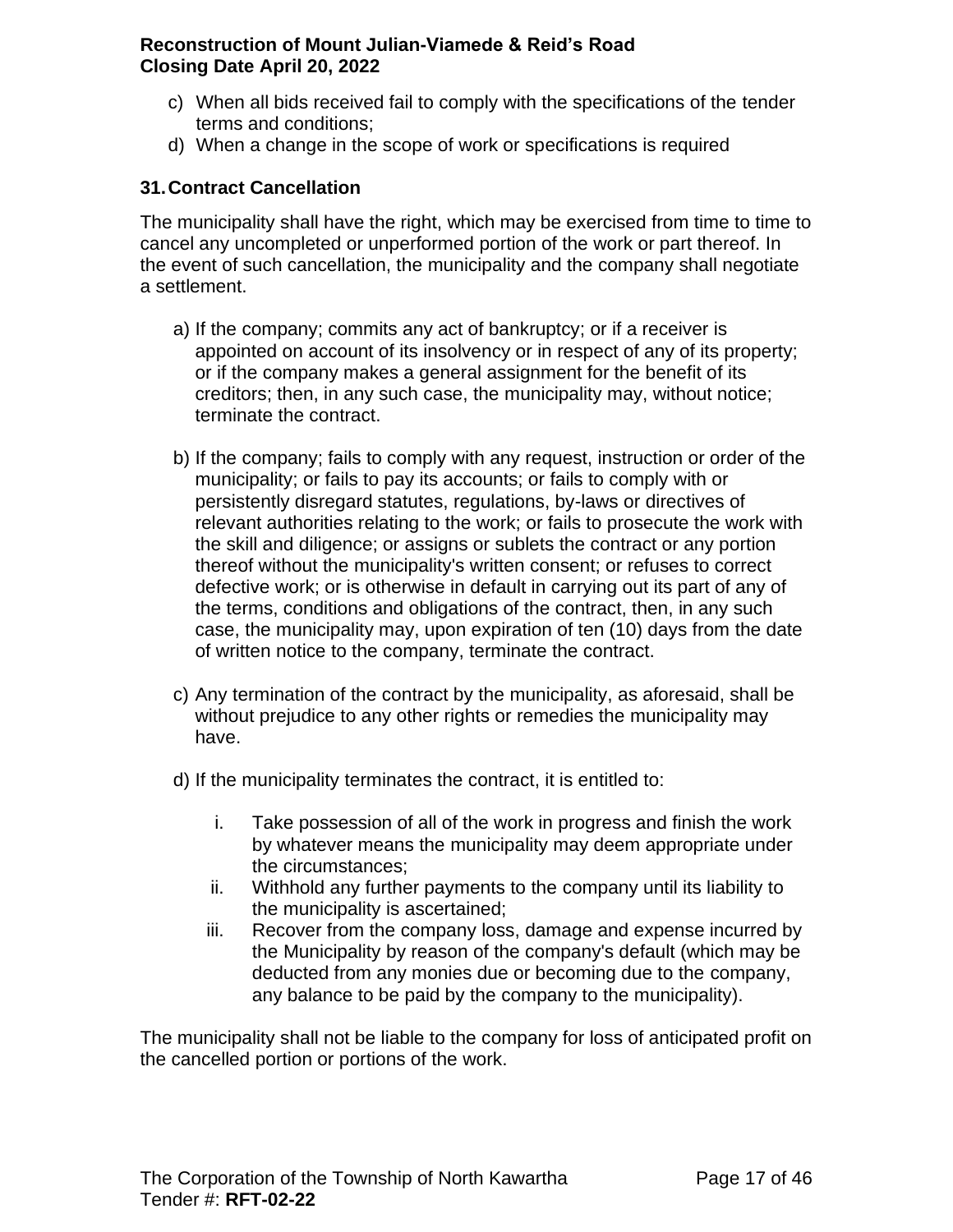c) When all bids received fail to comply with the specifications of the tender terms and conditions;
d) When a change in the scope of work or specifications is required

## 31. Contract Cancellation

The municipality shall have the right, which may be exercised from time to time to cancel any uncompleted or unperformed portion of the work or part thereof. In the event of such cancellation, the municipality and the company shall negotiate a settlement.

a) If the company; commits any act of bankruptcy; or if a receiver is appointed on account of its insolvency or in respect of any of its property; or if the company makes a general assignment for the benefit of its creditors; then, in any such case, the municipality may, without notice; terminate the contract.

b) If the company; fails to comply with any request, instruction or order of the municipality; or fails to pay its accounts; or fails to comply with or persistently disregard statutes, regulations, by-laws or directives of relevant authorities relating to the work; or fails to prosecute the work with the skill and diligence; or assigns or sublets the contract or any portion thereof without the municipality's written consent; or refuses to correct defective work; or is otherwise in default in carrying out its part of any of the terms, conditions and obligations of the contract, then, in any such case, the municipality may, upon expiration of ten (10) days from the date of written notice to the company, terminate the contract.

c) Any termination of the contract by the municipality, as aforesaid, shall be without prejudice to any other rights or remedies the municipality may have.

d) If the municipality terminates the contract, it is entitled to:

   i. Take possession of all of the work in progress and finish the work by whatever means the municipality may deem appropriate under the circumstances;
   ii. Withhold any further payments to the company until its liability to the municipality is ascertained;
   iii. Recover from the company loss, damage and expense incurred by the Municipality by reason of the company's default (which may be deducted from any monies due or becoming due to the company, any balance to be paid by the company to the municipality).

The municipality shall not be liable to the company for loss of anticipated profit on the cancelled portion or portions of the work.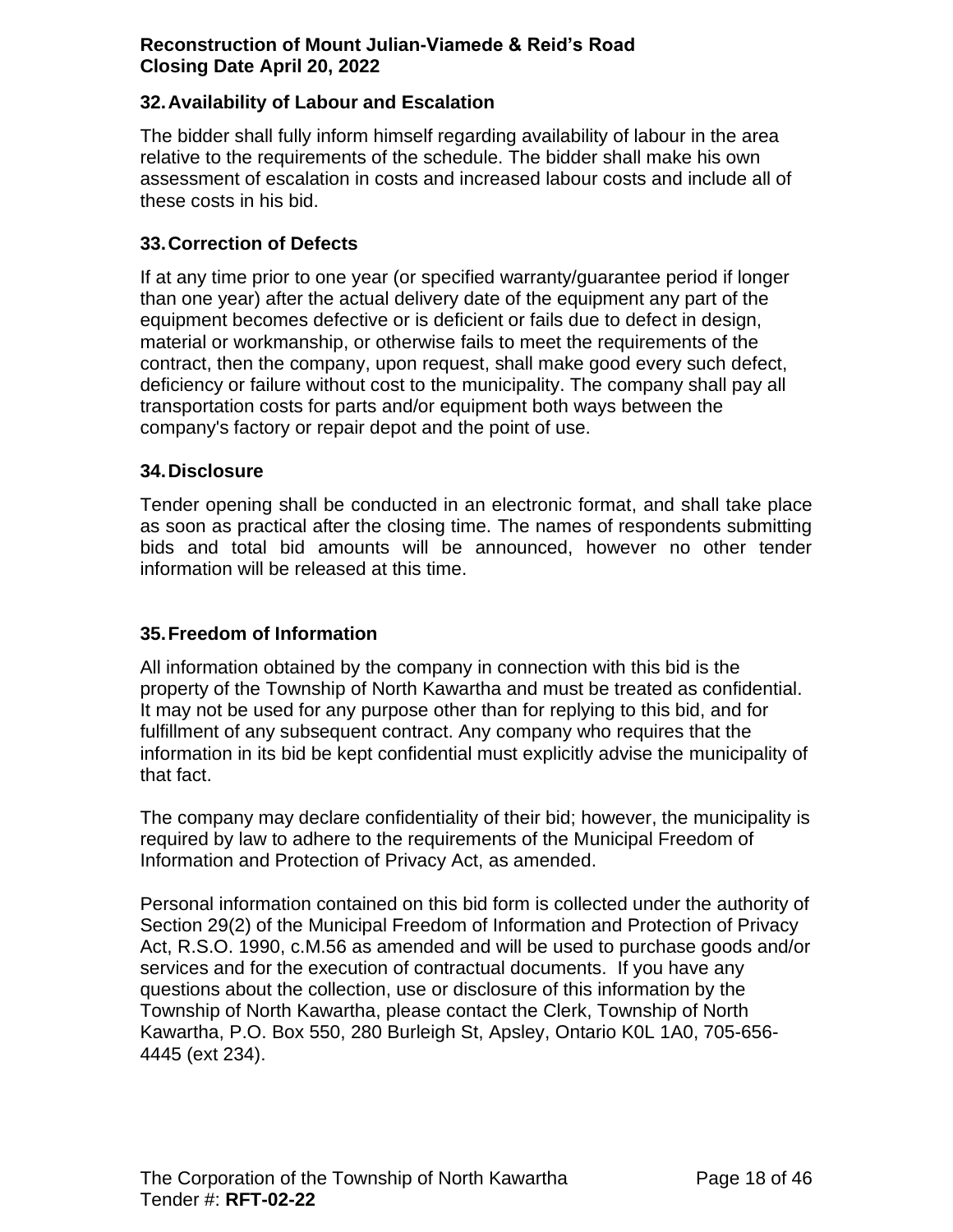## 32. Availability of Labour and Escalation

The bidder shall fully inform himself regarding availability of labour in the area relative to the requirements of the schedule. The bidder shall make his own assessment of escalation in costs and increased labour costs and include all of these costs in his bid.

## 33. Correction of Defects

If at any time prior to one year (or specified warranty/guarantee period if longer than one year) after the actual delivery date of the equipment any part of the equipment becomes defective or is deficient or fails due to defect in design, material or workmanship, or otherwise fails to meet the requirements of the contract, then the company, upon request, shall make good every such defect, deficiency or failure without cost to the municipality. The company shall pay all transportation costs for parts and/or equipment both ways between the company's factory or repair depot and the point of use.

## 34. Disclosure

Tender opening shall be conducted in an electronic format, and shall take place as soon as practical after the closing time. The names of respondents submitting bids and total bid amounts will be announced, however no other tender information will be released at this time.

## 35. Freedom of Information

All information obtained by the company in connection with this bid is the property of the Township of North Kawartha and must be treated as confidential. It may not be used for any purpose other than for replying to this bid, and for fulfillment of any subsequent contract. Any company who requires that the information in its bid be kept confidential must explicitly advise the municipality of that fact.

The company may declare confidentiality of their bid; however, the municipality is required by law to adhere to the requirements of the Municipal Freedom of Information and Protection of Privacy Act, as amended.

Personal information contained on this bid form is collected under the authority of Section 29(2) of the Municipal Freedom of Information and Protection of Privacy Act, R.S.O. 1990, c.M.56 as amended and will be used to purchase goods and/or services and for the execution of contractual documents. If you have any questions about the collection, use or disclosure of this information by the Township of North Kawartha, please contact the Clerk, Township of North Kawartha, P.O. Box 550, 280 Burleigh St, Apsley, Ontario K0L 1A0, 705-656-4445 (ext 234).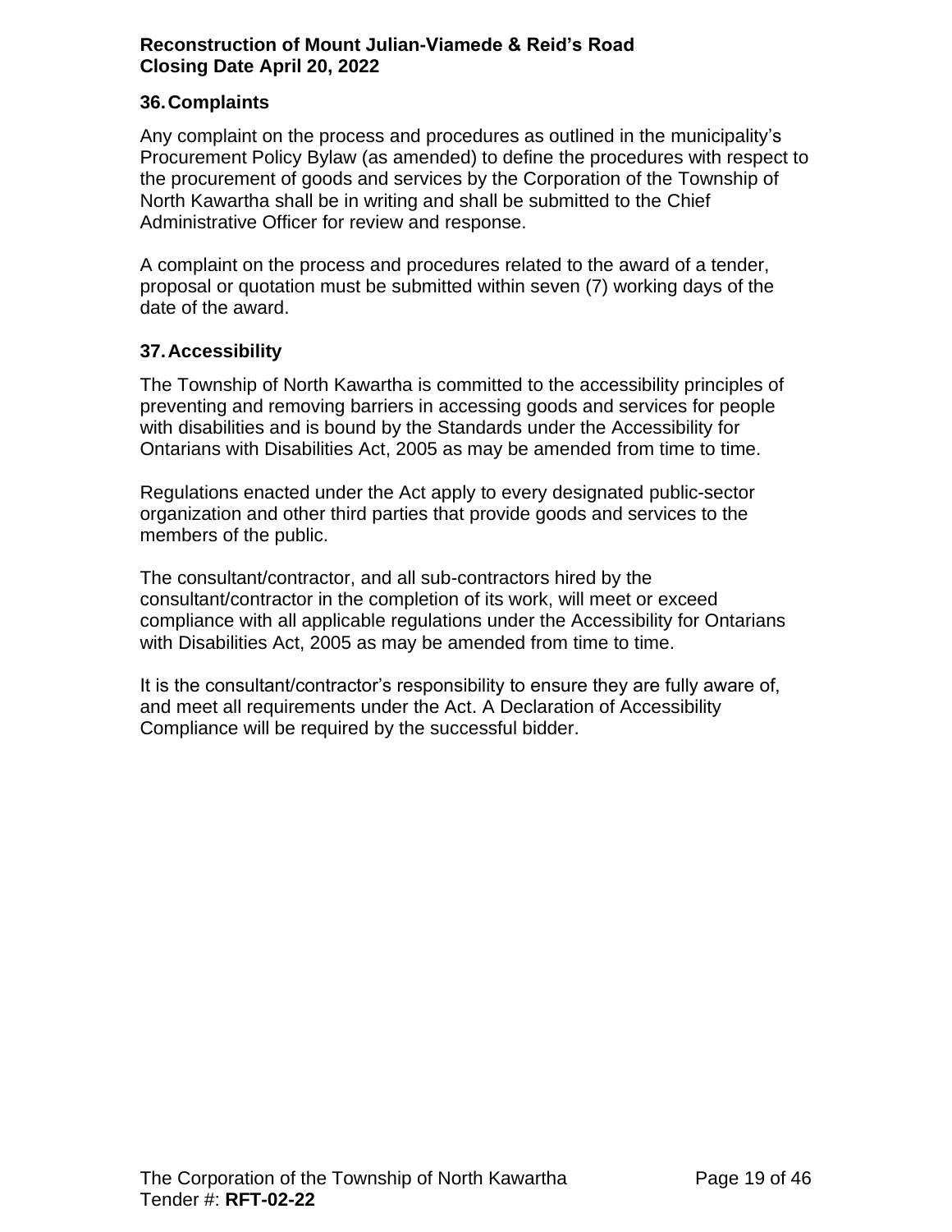## 36. Complaints

Any complaint on the process and procedures as outlined in the municipality's Procurement Policy Bylaw (as amended) to define the procedures with respect to the procurement of goods and services by the Corporation of the Township of North Kawartha shall be in writing and shall be submitted to the Chief Administrative Officer for review and response.

A complaint on the process and procedures related to the award of a tender, proposal or quotation must be submitted within seven (7) working days of the date of the award.

## 37. Accessibility

The Township of North Kawartha is committed to the accessibility principles of preventing and removing barriers in accessing goods and services for people with disabilities and is bound by the Standards under the Accessibility for Ontarians with Disabilities Act, 2005 as may be amended from time to time.

Regulations enacted under the Act apply to every designated public-sector organization and other third parties that provide goods and services to the members of the public.

The consultant/contractor, and all sub-contractors hired by the consultant/contractor in the completion of its work, will meet or exceed compliance with all applicable regulations under the Accessibility for Ontarians with Disabilities Act, 2005 as may be amended from time to time.

It is the consultant/contractor's responsibility to ensure they are fully aware of, and meet all requirements under the Act. A Declaration of Accessibility Compliance will be required by the successful bidder.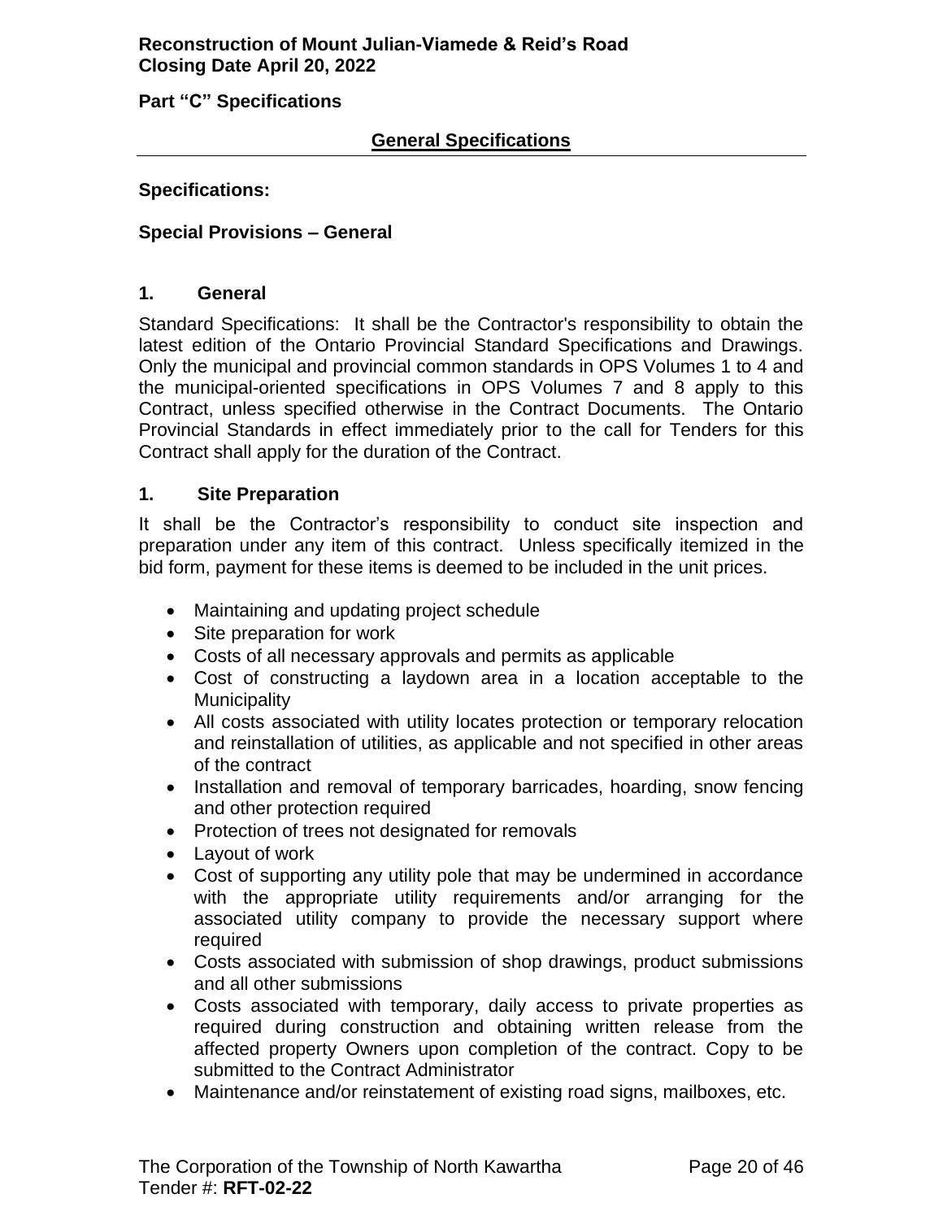Part "C" Specifications

## General Specifications

**Specifications:**

**Special Provisions – General**

### 1. General

Standard Specifications: It shall be the Contractor's responsibility to obtain the latest edition of the Ontario Provincial Standard Specifications and Drawings. Only the municipal and provincial common standards in OPS Volumes 1 to 4 and the municipal-oriented specifications in OPS Volumes 7 and 8 apply to this Contract, unless specified otherwise in the Contract Documents. The Ontario Provincial Standards in effect immediately prior to the call for Tenders for this Contract shall apply for the duration of the Contract.

### 1. Site Preparation

It shall be the Contractor's responsibility to conduct site inspection and preparation under any item of this contract. Unless specifically itemized in the bid form, payment for these items is deemed to be included in the unit prices.

- Maintaining and updating project schedule
- Site preparation for work
- Costs of all necessary approvals and permits as applicable
- Cost of constructing a laydown area in a location acceptable to the Municipality
- All costs associated with utility locates protection or temporary relocation and reinstallation of utilities, as applicable and not specified in other areas of the contract
- Installation and removal of temporary barricades, hoarding, snow fencing and other protection required
- Protection of trees not designated for removals
- Layout of work
- Cost of supporting any utility pole that may be undermined in accordance with the appropriate utility requirements and/or arranging for the associated utility company to provide the necessary support where required
- Costs associated with submission of shop drawings, product submissions and all other submissions
- Costs associated with temporary, daily access to private properties as required during construction and obtaining written release from the affected property Owners upon completion of the contract. Copy to be submitted to the Contract Administrator
- Maintenance and/or reinstatement of existing road signs, mailboxes, etc.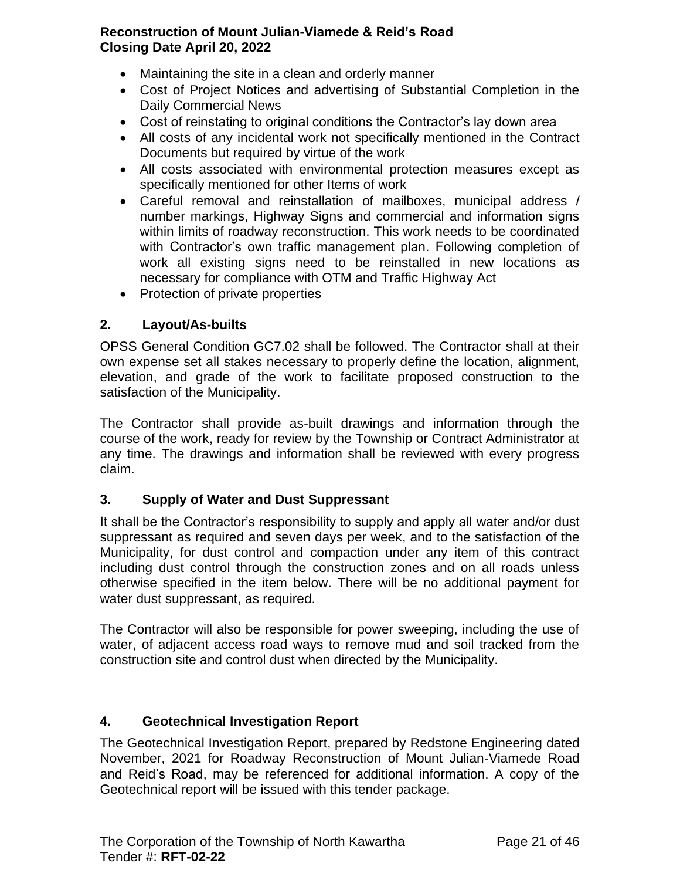- Maintaining the site in a clean and orderly manner
- Cost of Project Notices and advertising of Substantial Completion in the Daily Commercial News
- Cost of reinstating to original conditions the Contractor's lay down area
- All costs of any incidental work not specifically mentioned in the Contract Documents but required by virtue of the work
- All costs associated with environmental protection measures except as specifically mentioned for other Items of work
- Careful removal and reinstallation of mailboxes, municipal address / number markings, Highway Signs and commercial and information signs within limits of roadway reconstruction. This work needs to be coordinated with Contractor's own traffic management plan. Following completion of work all existing signs need to be reinstalled in new locations as necessary for compliance with OTM and Traffic Highway Act
- Protection of private properties

## 2. Layout/As-builts

OPSS General Condition GC7.02 shall be followed. The Contractor shall at their own expense set all stakes necessary to properly define the location, alignment, elevation, and grade of the work to facilitate proposed construction to the satisfaction of the Municipality.

The Contractor shall provide as-built drawings and information through the course of the work, ready for review by the Township or Contract Administrator at any time. The drawings and information shall be reviewed with every progress claim.

## 3. Supply of Water and Dust Suppressant

It shall be the Contractor's responsibility to supply and apply all water and/or dust suppressant as required and seven days per week, and to the satisfaction of the Municipality, for dust control and compaction under any item of this contract including dust control through the construction zones and on all roads unless otherwise specified in the item below. There will be no additional payment for water dust suppressant, as required.

The Contractor will also be responsible for power sweeping, including the use of water, of adjacent access road ways to remove mud and soil tracked from the construction site and control dust when directed by the Municipality.

## 4. Geotechnical Investigation Report

The Geotechnical Investigation Report, prepared by Redstone Engineering dated November, 2021 for Roadway Reconstruction of Mount Julian-Viamede Road and Reid's Road, may be referenced for additional information. A copy of the Geotechnical report will be issued with this tender package.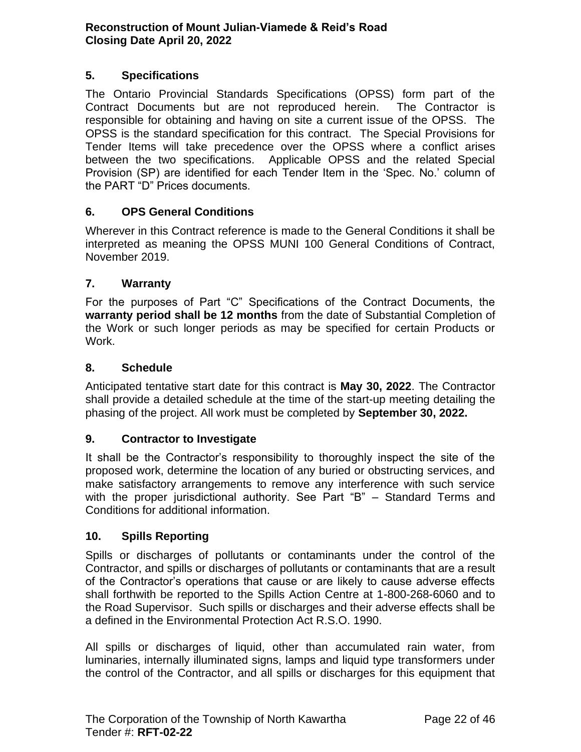## 5. Specifications

The Ontario Provincial Standards Specifications (OPSS) form part of the Contract Documents but are not reproduced herein. The Contractor is responsible for obtaining and having on site a current issue of the OPSS. The OPSS is the standard specification for this contract. The Special Provisions for Tender Items will take precedence over the OPSS where a conflict arises between the two specifications. Applicable OPSS and the related Special Provision (SP) are identified for each Tender Item in the 'Spec. No.' column of the PART "D" Prices documents.

## 6. OPS General Conditions

Wherever in this Contract reference is made to the General Conditions it shall be interpreted as meaning the OPSS MUNI 100 General Conditions of Contract, November 2019.

## 7. Warranty

For the purposes of Part "C" Specifications of the Contract Documents, the **warranty period shall be 12 months** from the date of Substantial Completion of the Work or such longer periods as may be specified for certain Products or Work.

## 8. Schedule

Anticipated tentative start date for this contract is **May 30, 2022**. The Contractor shall provide a detailed schedule at the time of the start-up meeting detailing the phasing of the project. All work must be completed by **September 30, 2022.**

## 9. Contractor to Investigate

It shall be the Contractor's responsibility to thoroughly inspect the site of the proposed work, determine the location of any buried or obstructing services, and make satisfactory arrangements to remove any interference with such service with the proper jurisdictional authority. See Part "B" – Standard Terms and Conditions for additional information.

## 10. Spills Reporting

Spills or discharges of pollutants or contaminants under the control of the Contractor, and spills or discharges of pollutants or contaminants that are a result of the Contractor's operations that cause or are likely to cause adverse effects shall forthwith be reported to the Spills Action Centre at 1-800-268-6060 and to the Road Supervisor. Such spills or discharges and their adverse effects shall be a defined in the Environmental Protection Act R.S.O. 1990.

All spills or discharges of liquid, other than accumulated rain water, from luminaries, internally illuminated signs, lamps and liquid type transformers under the control of the Contractor, and all spills or discharges for this equipment that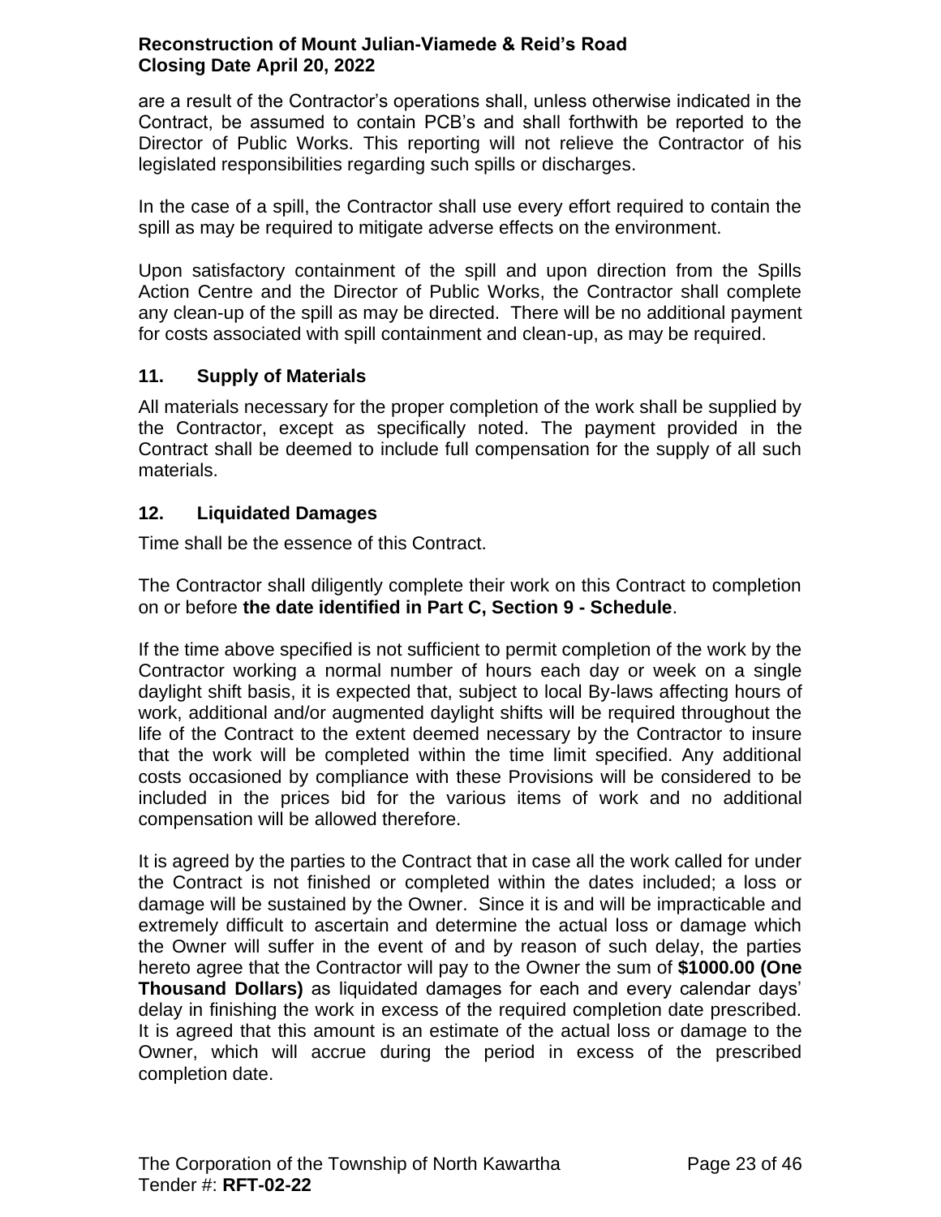are a result of the Contractor's operations shall, unless otherwise indicated in the Contract, be assumed to contain PCB's and shall forthwith be reported to the Director of Public Works. This reporting will not relieve the Contractor of his legislated responsibilities regarding such spills or discharges.

In the case of a spill, the Contractor shall use every effort required to contain the spill as may be required to mitigate adverse effects on the environment.

Upon satisfactory containment of the spill and upon direction from the Spills Action Centre and the Director of Public Works, the Contractor shall complete any clean-up of the spill as may be directed. There will be no additional payment for costs associated with spill containment and clean-up, as may be required.

## 11. Supply of Materials

All materials necessary for the proper completion of the work shall be supplied by the Contractor, except as specifically noted. The payment provided in the Contract shall be deemed to include full compensation for the supply of all such materials.

## 12. Liquidated Damages

Time shall be the essence of this Contract.

The Contractor shall diligently complete their work on this Contract to completion on or before **the date identified in Part C, Section 9 - Schedule**.

If the time above specified is not sufficient to permit completion of the work by the Contractor working a normal number of hours each day or week on a single daylight shift basis, it is expected that, subject to local By-laws affecting hours of work, additional and/or augmented daylight shifts will be required throughout the life of the Contract to the extent deemed necessary by the Contractor to insure that the work will be completed within the time limit specified. Any additional costs occasioned by compliance with these Provisions will be considered to be included in the prices bid for the various items of work and no additional compensation will be allowed therefore.

It is agreed by the parties to the Contract that in case all the work called for under the Contract is not finished or completed within the dates included; a loss or damage will be sustained by the Owner. Since it is and will be impracticable and extremely difficult to ascertain and determine the actual loss or damage which the Owner will suffer in the event of and by reason of such delay, the parties hereto agree that the Contractor will pay to the Owner the sum of **$1000.00 (One Thousand Dollars)** as liquidated damages for each and every calendar days' delay in finishing the work in excess of the required completion date prescribed. It is agreed that this amount is an estimate of the actual loss or damage to the Owner, which will accrue during the period in excess of the prescribed completion date.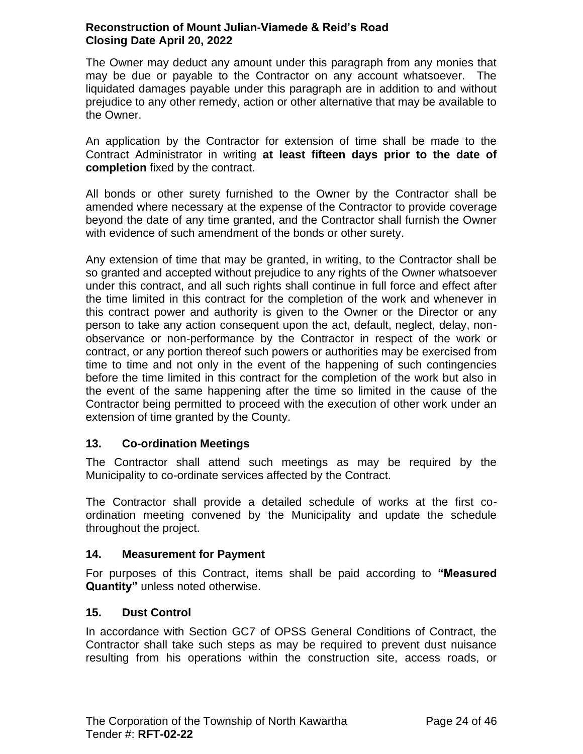The Owner may deduct any amount under this paragraph from any monies that may be due or payable to the Contractor on any account whatsoever. The liquidated damages payable under this paragraph are in addition to and without prejudice to any other remedy, action or other alternative that may be available to the Owner.

An application by the Contractor for extension of time shall be made to the Contract Administrator in writing **at least fifteen days prior to the date of completion** fixed by the contract.

All bonds or other surety furnished to the Owner by the Contractor shall be amended where necessary at the expense of the Contractor to provide coverage beyond the date of any time granted, and the Contractor shall furnish the Owner with evidence of such amendment of the bonds or other surety.

Any extension of time that may be granted, in writing, to the Contractor shall be so granted and accepted without prejudice to any rights of the Owner whatsoever under this contract, and all such rights shall continue in full force and effect after the time limited in this contract for the completion of the work and whenever in this contract power and authority is given to the Owner or the Director or any person to take any action consequent upon the act, default, neglect, delay, non-observance or non-performance by the Contractor in respect of the work or contract, or any portion thereof such powers or authorities may be exercised from time to time and not only in the event of the happening of such contingencies before the time limited in this contract for the completion of the work but also in the event of the same happening after the time so limited in the cause of the Contractor being permitted to proceed with the execution of other work under an extension of time granted by the County.

## 13. Co-ordination Meetings

The Contractor shall attend such meetings as may be required by the Municipality to co-ordinate services affected by the Contract.

The Contractor shall provide a detailed schedule of works at the first co-ordination meeting convened by the Municipality and update the schedule throughout the project.

## 14. Measurement for Payment

For purposes of this Contract, items shall be paid according to **"Measured Quantity"** unless noted otherwise.

## 15. Dust Control

In accordance with Section GC7 of OPSS General Conditions of Contract, the Contractor shall take such steps as may be required to prevent dust nuisance resulting from his operations within the construction site, access roads, or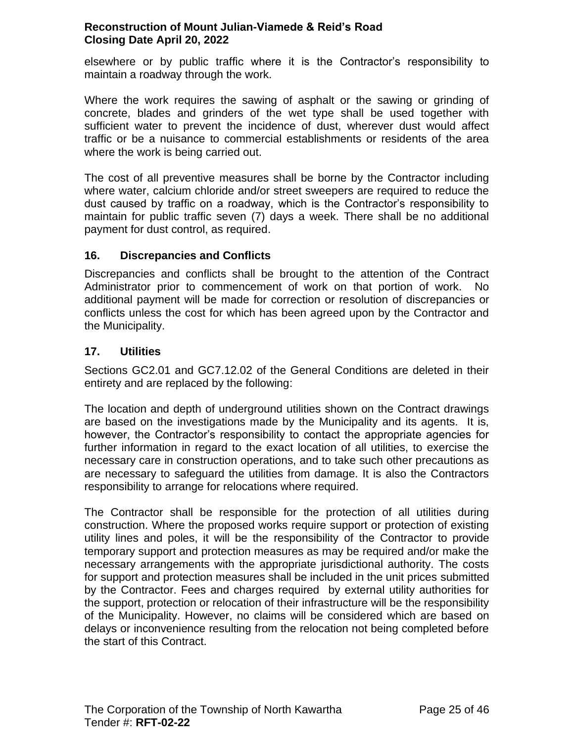elsewhere or by public traffic where it is the Contractor's responsibility to maintain a roadway through the work.

Where the work requires the sawing of asphalt or the sawing or grinding of concrete, blades and grinders of the wet type shall be used together with sufficient water to prevent the incidence of dust, wherever dust would affect traffic or be a nuisance to commercial establishments or residents of the area where the work is being carried out.

The cost of all preventive measures shall be borne by the Contractor including where water, calcium chloride and/or street sweepers are required to reduce the dust caused by traffic on a roadway, which is the Contractor's responsibility to maintain for public traffic seven (7) days a week. There shall be no additional payment for dust control, as required.

## 16. Discrepancies and Conflicts

Discrepancies and conflicts shall be brought to the attention of the Contract Administrator prior to commencement of work on that portion of work. No additional payment will be made for correction or resolution of discrepancies or conflicts unless the cost for which has been agreed upon by the Contractor and the Municipality.

## 17. Utilities

Sections GC2.01 and GC7.12.02 of the General Conditions are deleted in their entirety and are replaced by the following:

The location and depth of underground utilities shown on the Contract drawings are based on the investigations made by the Municipality and its agents. It is, however, the Contractor's responsibility to contact the appropriate agencies for further information in regard to the exact location of all utilities, to exercise the necessary care in construction operations, and to take such other precautions as are necessary to safeguard the utilities from damage. It is also the Contractors responsibility to arrange for relocations where required.

The Contractor shall be responsible for the protection of all utilities during construction. Where the proposed works require support or protection of existing utility lines and poles, it will be the responsibility of the Contractor to provide temporary support and protection measures as may be required and/or make the necessary arrangements with the appropriate jurisdictional authority. The costs for support and protection measures shall be included in the unit prices submitted by the Contractor. Fees and charges required by external utility authorities for the support, protection or relocation of their infrastructure will be the responsibility of the Municipality. However, no claims will be considered which are based on delays or inconvenience resulting from the relocation not being completed before the start of this Contract.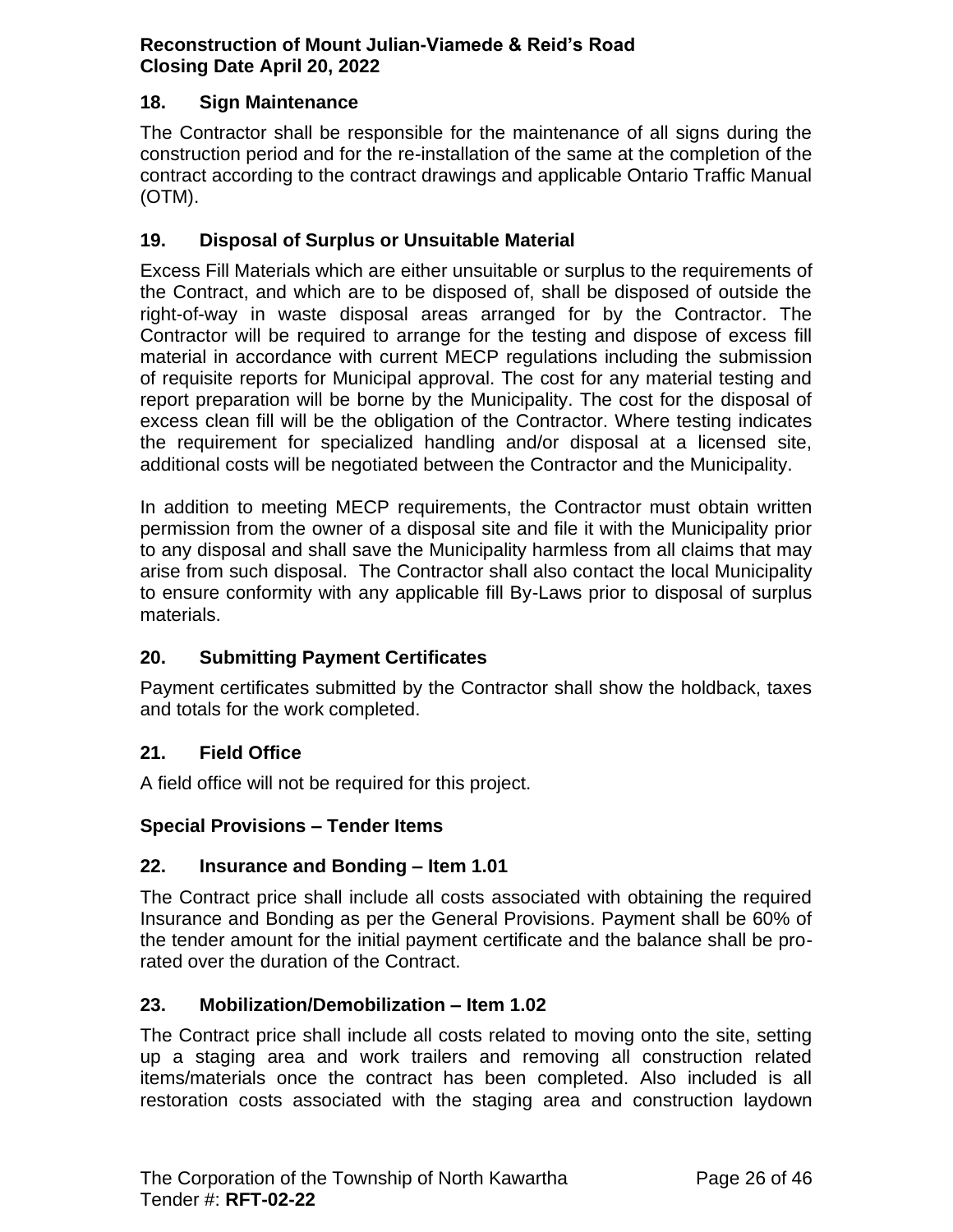## 18. Sign Maintenance

The Contractor shall be responsible for the maintenance of all signs during the construction period and for the re-installation of the same at the completion of the contract according to the contract drawings and applicable Ontario Traffic Manual (OTM).

## 19. Disposal of Surplus or Unsuitable Material

Excess Fill Materials which are either unsuitable or surplus to the requirements of the Contract, and which are to be disposed of, shall be disposed of outside the right-of-way in waste disposal areas arranged for by the Contractor. The Contractor will be required to arrange for the testing and dispose of excess fill material in accordance with current MECP regulations including the submission of requisite reports for Municipal approval. The cost for any material testing and report preparation will be borne by the Municipality. The cost for the disposal of excess clean fill will be the obligation of the Contractor. Where testing indicates the requirement for specialized handling and/or disposal at a licensed site, additional costs will be negotiated between the Contractor and the Municipality.

In addition to meeting MECP requirements, the Contractor must obtain written permission from the owner of a disposal site and file it with the Municipality prior to any disposal and shall save the Municipality harmless from all claims that may arise from such disposal. The Contractor shall also contact the local Municipality to ensure conformity with any applicable fill By-Laws prior to disposal of surplus materials.

## 20. Submitting Payment Certificates

Payment certificates submitted by the Contractor shall show the holdback, taxes and totals for the work completed.

## 21. Field Office

A field office will not be required for this project.

## Special Provisions – Tender Items

## 22. Insurance and Bonding – Item 1.01

The Contract price shall include all costs associated with obtaining the required Insurance and Bonding as per the General Provisions. Payment shall be 60% of the tender amount for the initial payment certificate and the balance shall be pro-rated over the duration of the Contract.

## 23. Mobilization/Demobilization – Item 1.02

The Contract price shall include all costs related to moving onto the site, setting up a staging area and work trailers and removing all construction related items/materials once the contract has been completed. Also included is all restoration costs associated with the staging area and construction laydown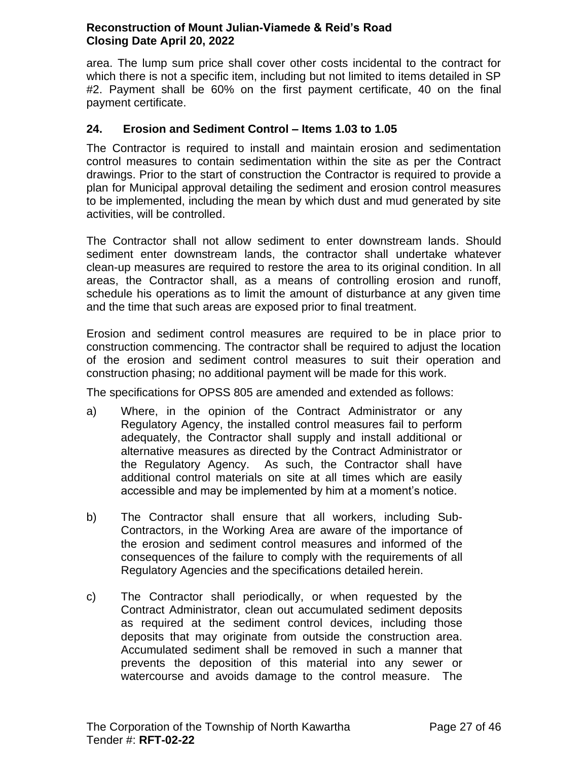area. The lump sum price shall cover other costs incidental to the contract for which there is not a specific item, including but not limited to items detailed in SP #2. Payment shall be 60% on the first payment certificate, 40 on the final payment certificate.

## 24. Erosion and Sediment Control – Items 1.03 to 1.05

The Contractor is required to install and maintain erosion and sedimentation control measures to contain sedimentation within the site as per the Contract drawings. Prior to the start of construction the Contractor is required to provide a plan for Municipal approval detailing the sediment and erosion control measures to be implemented, including the mean by which dust and mud generated by site activities, will be controlled.

The Contractor shall not allow sediment to enter downstream lands. Should sediment enter downstream lands, the contractor shall undertake whatever clean-up measures are required to restore the area to its original condition. In all areas, the Contractor shall, as a means of controlling erosion and runoff, schedule his operations as to limit the amount of disturbance at any given time and the time that such areas are exposed prior to final treatment.

Erosion and sediment control measures are required to be in place prior to construction commencing. The contractor shall be required to adjust the location of the erosion and sediment control measures to suit their operation and construction phasing; no additional payment will be made for this work.

The specifications for OPSS 805 are amended and extended as follows:

a) Where, in the opinion of the Contract Administrator or any Regulatory Agency, the installed control measures fail to perform adequately, the Contractor shall supply and install additional or alternative measures as directed by the Contract Administrator or the Regulatory Agency. As such, the Contractor shall have additional control materials on site at all times which are easily accessible and may be implemented by him at a moment's notice.

b) The Contractor shall ensure that all workers, including Sub-Contractors, in the Working Area are aware of the importance of the erosion and sediment control measures and informed of the consequences of the failure to comply with the requirements of all Regulatory Agencies and the specifications detailed herein.

c) The Contractor shall periodically, or when requested by the Contract Administrator, clean out accumulated sediment deposits as required at the sediment control devices, including those deposits that may originate from outside the construction area. Accumulated sediment shall be removed in such a manner that prevents the deposition of this material into any sewer or watercourse and avoids damage to the control measure. The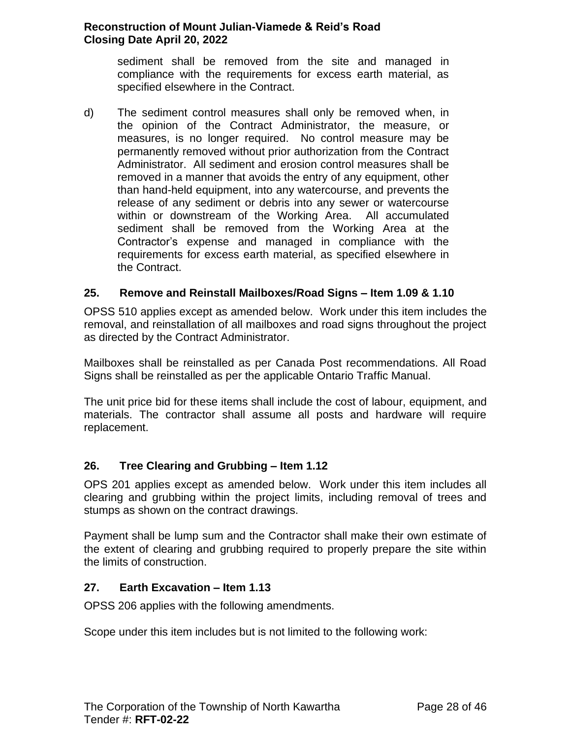sediment shall be removed from the site and managed in compliance with the requirements for excess earth material, as specified elsewhere in the Contract.

d) The sediment control measures shall only be removed when, in the opinion of the Contract Administrator, the measure, or measures, is no longer required. No control measure may be permanently removed without prior authorization from the Contract Administrator. All sediment and erosion control measures shall be removed in a manner that avoids the entry of any equipment, other than hand-held equipment, into any watercourse, and prevents the release of any sediment or debris into any sewer or watercourse within or downstream of the Working Area. All accumulated sediment shall be removed from the Working Area at the Contractor's expense and managed in compliance with the requirements for excess earth material, as specified elsewhere in the Contract.

## 25. Remove and Reinstall Mailboxes/Road Signs – Item 1.09 & 1.10

OPSS 510 applies except as amended below. Work under this item includes the removal, and reinstallation of all mailboxes and road signs throughout the project as directed by the Contract Administrator.

Mailboxes shall be reinstalled as per Canada Post recommendations. All Road Signs shall be reinstalled as per the applicable Ontario Traffic Manual.

The unit price bid for these items shall include the cost of labour, equipment, and materials. The contractor shall assume all posts and hardware will require replacement.

## 26. Tree Clearing and Grubbing – Item 1.12

OPS 201 applies except as amended below. Work under this item includes all clearing and grubbing within the project limits, including removal of trees and stumps as shown on the contract drawings.

Payment shall be lump sum and the Contractor shall make their own estimate of the extent of clearing and grubbing required to properly prepare the site within the limits of construction.

## 27. Earth Excavation – Item 1.13

OPSS 206 applies with the following amendments.

Scope under this item includes but is not limited to the following work: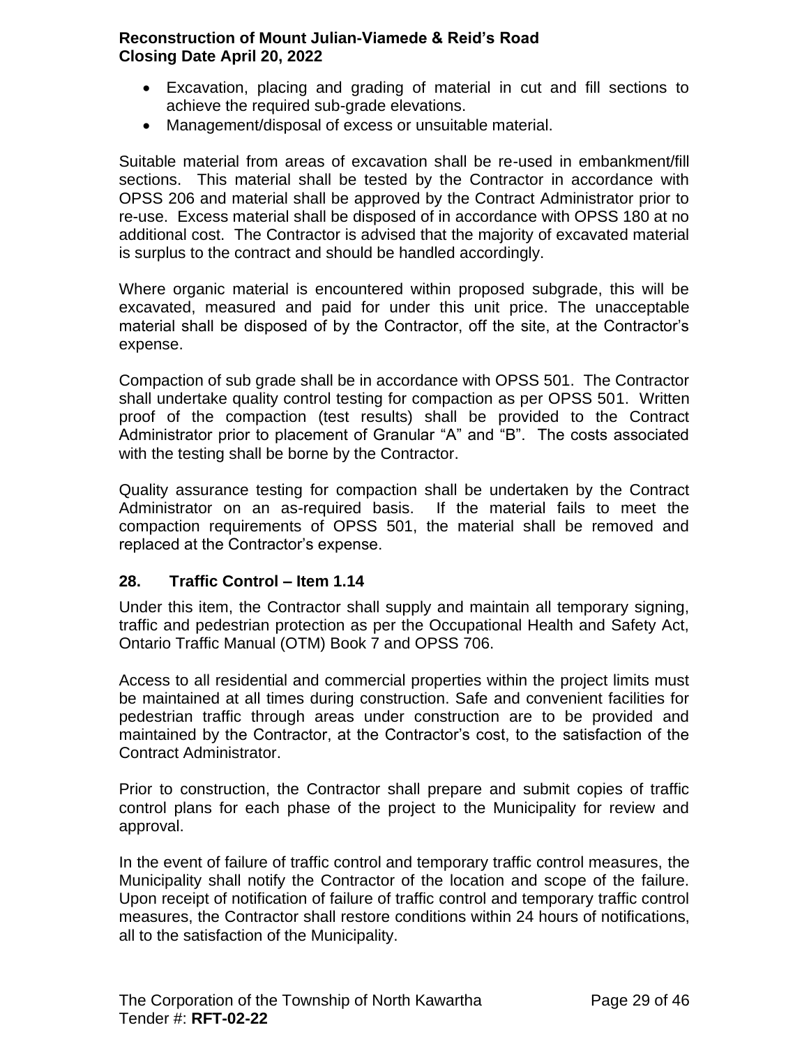- Excavation, placing and grading of material in cut and fill sections to achieve the required sub-grade elevations.
- Management/disposal of excess or unsuitable material.

Suitable material from areas of excavation shall be re-used in embankment/fill sections. This material shall be tested by the Contractor in accordance with OPSS 206 and material shall be approved by the Contract Administrator prior to re-use. Excess material shall be disposed of in accordance with OPSS 180 at no additional cost. The Contractor is advised that the majority of excavated material is surplus to the contract and should be handled accordingly.

Where organic material is encountered within proposed subgrade, this will be excavated, measured and paid for under this unit price. The unacceptable material shall be disposed of by the Contractor, off the site, at the Contractor's expense.

Compaction of sub grade shall be in accordance with OPSS 501. The Contractor shall undertake quality control testing for compaction as per OPSS 501. Written proof of the compaction (test results) shall be provided to the Contract Administrator prior to placement of Granular "A" and "B". The costs associated with the testing shall be borne by the Contractor.

Quality assurance testing for compaction shall be undertaken by the Contract Administrator on an as-required basis. If the material fails to meet the compaction requirements of OPSS 501, the material shall be removed and replaced at the Contractor's expense.

## 28. Traffic Control – Item 1.14

Under this item, the Contractor shall supply and maintain all temporary signing, traffic and pedestrian protection as per the Occupational Health and Safety Act, Ontario Traffic Manual (OTM) Book 7 and OPSS 706.

Access to all residential and commercial properties within the project limits must be maintained at all times during construction. Safe and convenient facilities for pedestrian traffic through areas under construction are to be provided and maintained by the Contractor, at the Contractor's cost, to the satisfaction of the Contract Administrator.

Prior to construction, the Contractor shall prepare and submit copies of traffic control plans for each phase of the project to the Municipality for review and approval.

In the event of failure of traffic control and temporary traffic control measures, the Municipality shall notify the Contractor of the location and scope of the failure. Upon receipt of notification of failure of traffic control and temporary traffic control measures, the Contractor shall restore conditions within 24 hours of notifications, all to the satisfaction of the Municipality.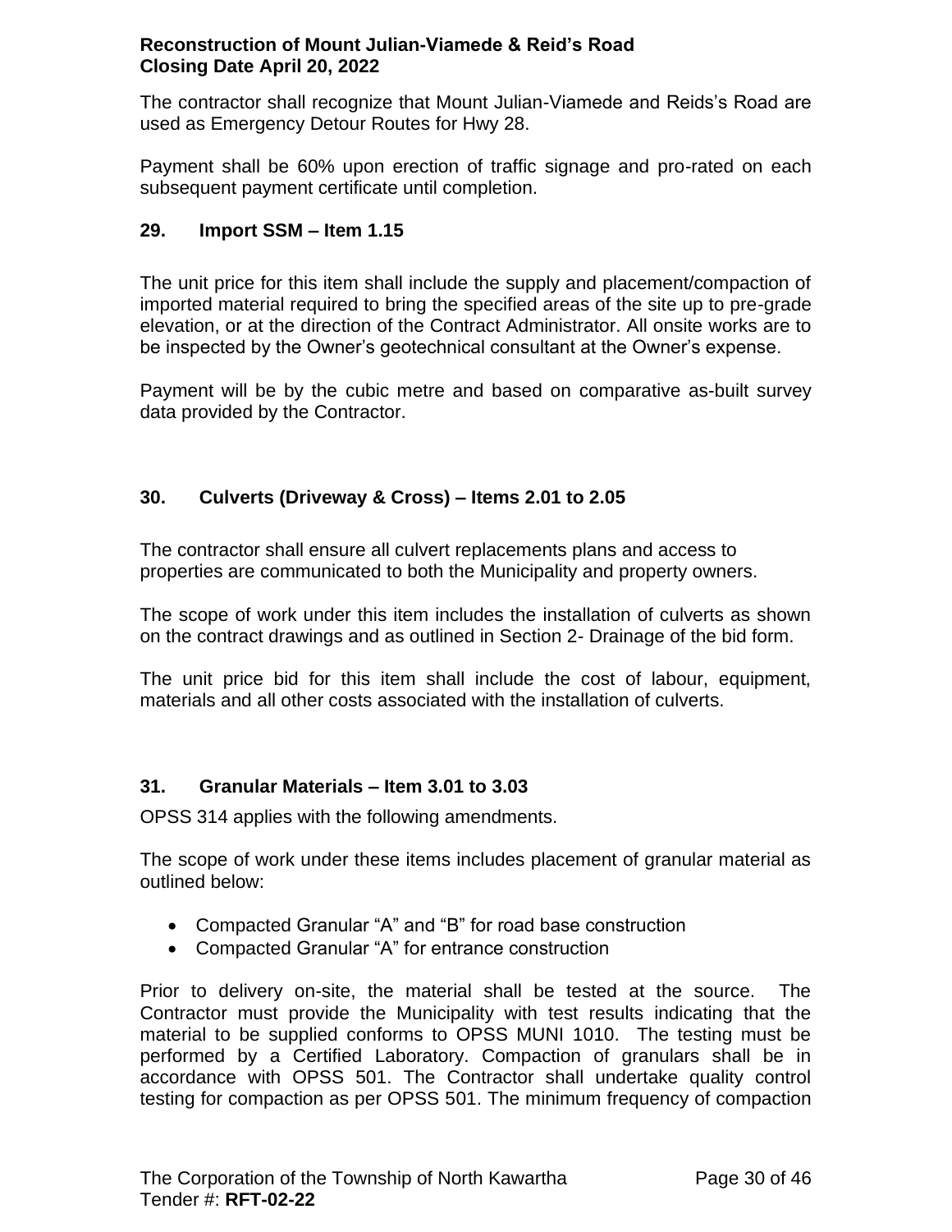The contractor shall recognize that Mount Julian-Viamede and Reids's Road are used as Emergency Detour Routes for Hwy 28.

Payment shall be 60% upon erection of traffic signage and pro-rated on each subsequent payment certificate until completion.

## 29. Import SSM – Item 1.15

The unit price for this item shall include the supply and placement/compaction of imported material required to bring the specified areas of the site up to pre-grade elevation, or at the direction of the Contract Administrator. All onsite works are to be inspected by the Owner's geotechnical consultant at the Owner's expense.

Payment will be by the cubic metre and based on comparative as-built survey data provided by the Contractor.

## 30. Culverts (Driveway & Cross) – Items 2.01 to 2.05

The contractor shall ensure all culvert replacements plans and access to properties are communicated to both the Municipality and property owners.

The scope of work under this item includes the installation of culverts as shown on the contract drawings and as outlined in Section 2- Drainage of the bid form.

The unit price bid for this item shall include the cost of labour, equipment, materials and all other costs associated with the installation of culverts.

## 31. Granular Materials – Item 3.01 to 3.03

OPSS 314 applies with the following amendments.

The scope of work under these items includes placement of granular material as outlined below:

- Compacted Granular "A" and "B" for road base construction
- Compacted Granular "A" for entrance construction

Prior to delivery on-site, the material shall be tested at the source. The Contractor must provide the Municipality with test results indicating that the material to be supplied conforms to OPSS MUNI 1010. The testing must be performed by a Certified Laboratory. Compaction of granulars shall be in accordance with OPSS 501. The Contractor shall undertake quality control testing for compaction as per OPSS 501. The minimum frequency of compaction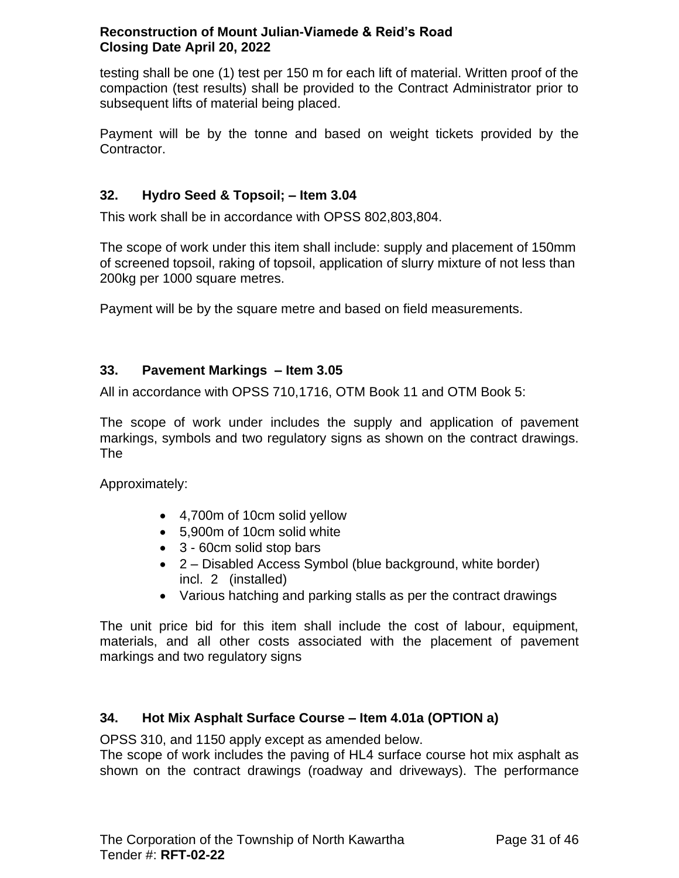testing shall be one (1) test per 150 m for each lift of material. Written proof of the compaction (test results) shall be provided to the Contract Administrator prior to subsequent lifts of material being placed.

Payment will be by the tonne and based on weight tickets provided by the Contractor.

### 32. Hydro Seed & Topsoil; – Item 3.04

This work shall be in accordance with OPSS 802,803,804.

The scope of work under this item shall include: supply and placement of 150mm of screened topsoil, raking of topsoil, application of slurry mixture of not less than 200kg per 1000 square metres.

Payment will be by the square metre and based on field measurements.

### 33. Pavement Markings – Item 3.05

All in accordance with OPSS 710,1716, OTM Book 11 and OTM Book 5:

The scope of work under includes the supply and application of pavement markings, symbols and two regulatory signs as shown on the contract drawings. The

Approximately:

- 4,700m of 10cm solid yellow
- 5,900m of 10cm solid white
- 3 - 60cm solid stop bars
- 2 – Disabled Access Symbol (blue background, white border) incl. 2 (installed)
- Various hatching and parking stalls as per the contract drawings

The unit price bid for this item shall include the cost of labour, equipment, materials, and all other costs associated with the placement of pavement markings and two regulatory signs

### 34. Hot Mix Asphalt Surface Course – Item 4.01a (OPTION a)

OPSS 310, and 1150 apply except as amended below.
The scope of work includes the paving of HL4 surface course hot mix asphalt as shown on the contract drawings (roadway and driveways). The performance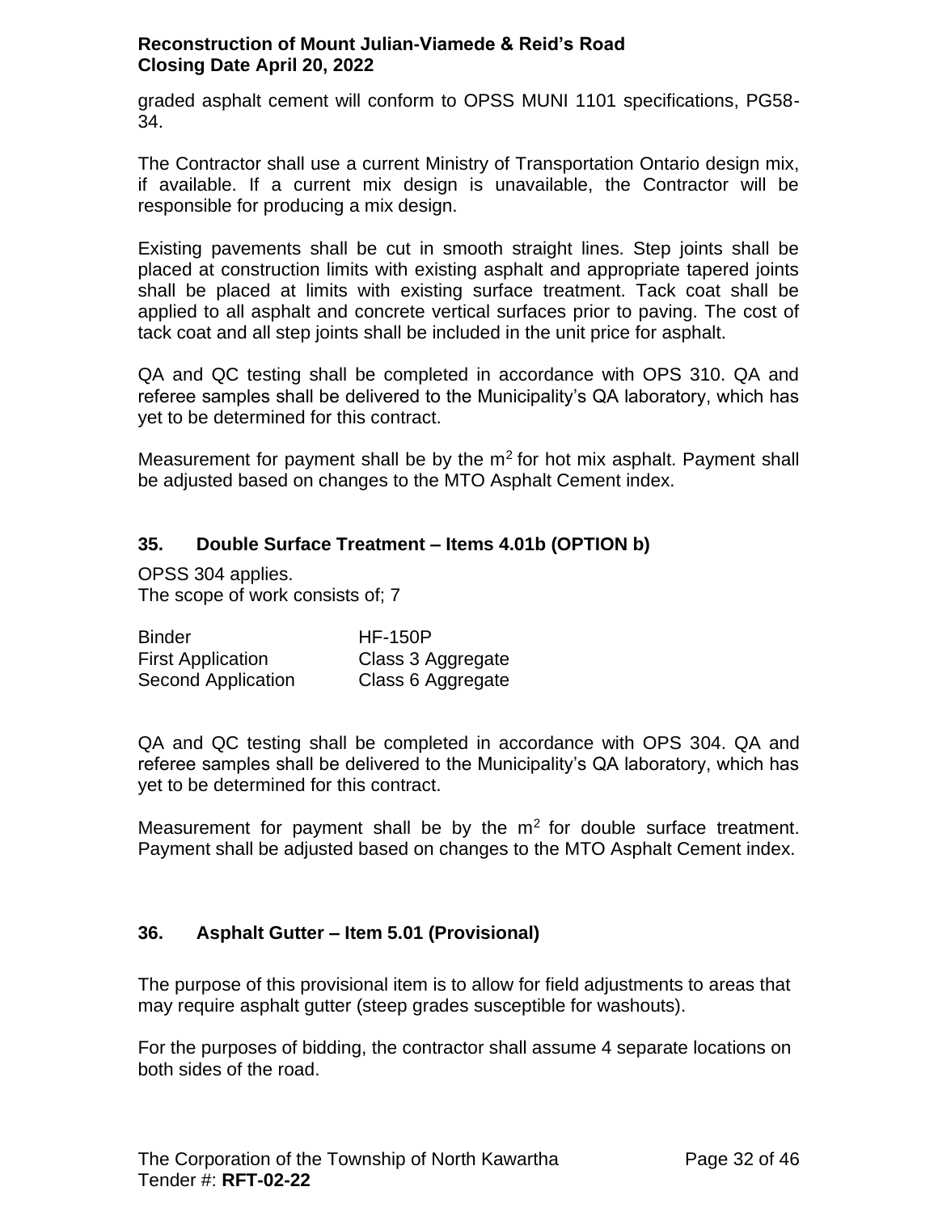graded asphalt cement will conform to OPSS MUNI 1101 specifications, PG58-34.

The Contractor shall use a current Ministry of Transportation Ontario design mix, if available. If a current mix design is unavailable, the Contractor will be responsible for producing a mix design.

Existing pavements shall be cut in smooth straight lines. Step joints shall be placed at construction limits with existing asphalt and appropriate tapered joints shall be placed at limits with existing surface treatment. Tack coat shall be applied to all asphalt and concrete vertical surfaces prior to paving. The cost of tack coat and all step joints shall be included in the unit price for asphalt.

QA and QC testing shall be completed in accordance with OPS 310. QA and referee samples shall be delivered to the Municipality's QA laboratory, which has yet to be determined for this contract.

Measurement for payment shall be by the $m^2$ for hot mix asphalt. Payment shall be adjusted based on changes to the MTO Asphalt Cement index.

### 35. Double Surface Treatment – Items 4.01b (OPTION b)

OPSS 304 applies.
The scope of work consists of; 7

| | |
|---|---|
| Binder | HF-150P |
| First Application | Class 3 Aggregate |
| Second Application | Class 6 Aggregate |

QA and QC testing shall be completed in accordance with OPS 304. QA and referee samples shall be delivered to the Municipality's QA laboratory, which has yet to be determined for this contract.

Measurement for payment shall be by the $m^2$ for double surface treatment. Payment shall be adjusted based on changes to the MTO Asphalt Cement index.

### 36. Asphalt Gutter – Item 5.01 (Provisional)

The purpose of this provisional item is to allow for field adjustments to areas that may require asphalt gutter (steep grades susceptible for washouts).

For the purposes of bidding, the contractor shall assume 4 separate locations on both sides of the road.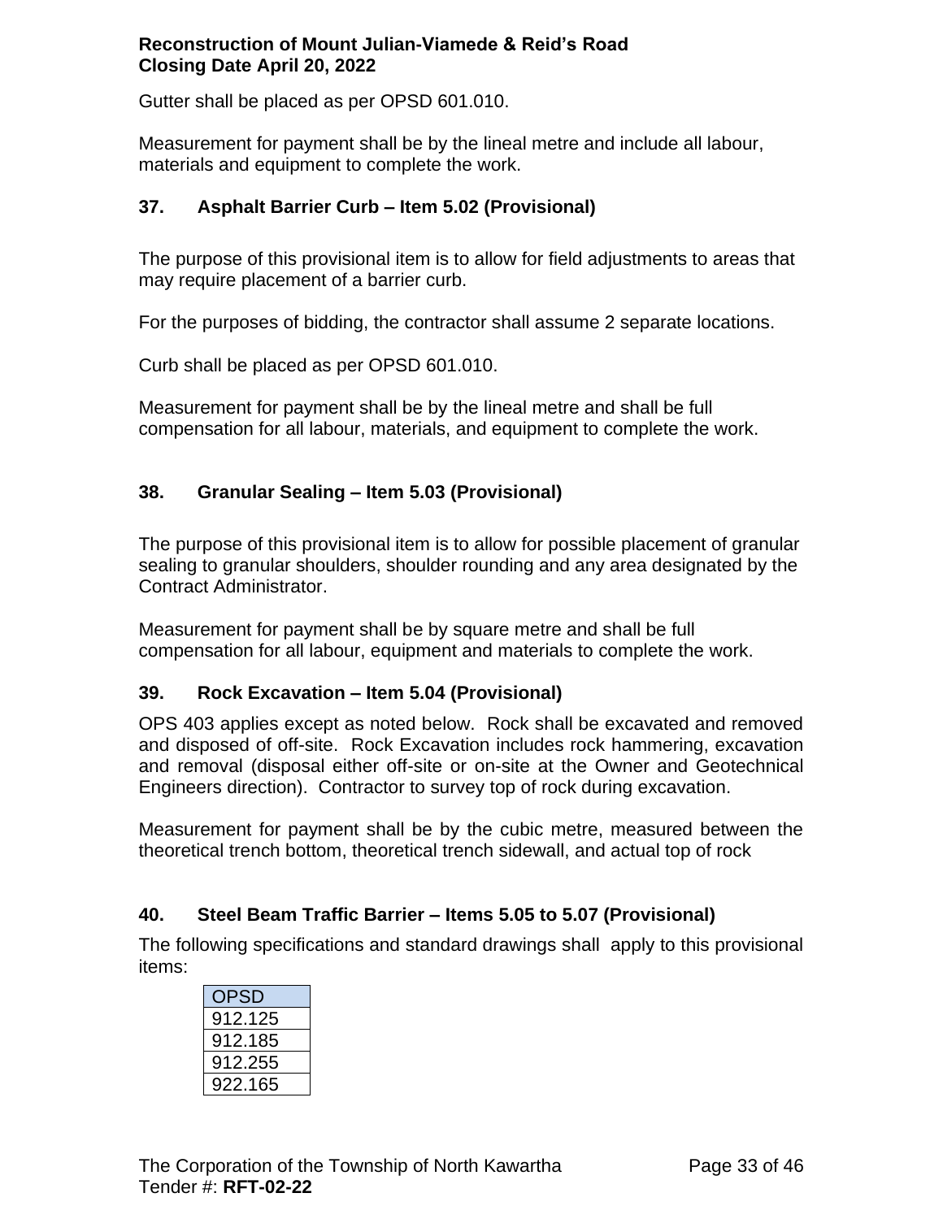Gutter shall be placed as per OPSD 601.010.

Measurement for payment shall be by the lineal metre and include all labour, materials and equipment to complete the work.

## 37. Asphalt Barrier Curb – Item 5.02 (Provisional)

The purpose of this provisional item is to allow for field adjustments to areas that may require placement of a barrier curb.

For the purposes of bidding, the contractor shall assume 2 separate locations.

Curb shall be placed as per OPSD 601.010.

Measurement for payment shall be by the lineal metre and shall be full compensation for all labour, materials, and equipment to complete the work.

## 38. Granular Sealing – Item 5.03 (Provisional)

The purpose of this provisional item is to allow for possible placement of granular sealing to granular shoulders, shoulder rounding and any area designated by the Contract Administrator.

Measurement for payment shall be by square metre and shall be full compensation for all labour, equipment and materials to complete the work.

## 39. Rock Excavation – Item 5.04 (Provisional)

OPS 403 applies except as noted below. Rock shall be excavated and removed and disposed of off-site. Rock Excavation includes rock hammering, excavation and removal (disposal either off-site or on-site at the Owner and Geotechnical Engineers direction). Contractor to survey top of rock during excavation.

Measurement for payment shall be by the cubic metre, measured between the theoretical trench bottom, theoretical trench sidewall, and actual top of rock

## 40. Steel Beam Traffic Barrier – Items 5.05 to 5.07 (Provisional)

The following specifications and standard drawings shall apply to this provisional items:

| OPSD |
|---|
| 912.125 |
| 912.185 |
| 912.255 |
| 922.165 |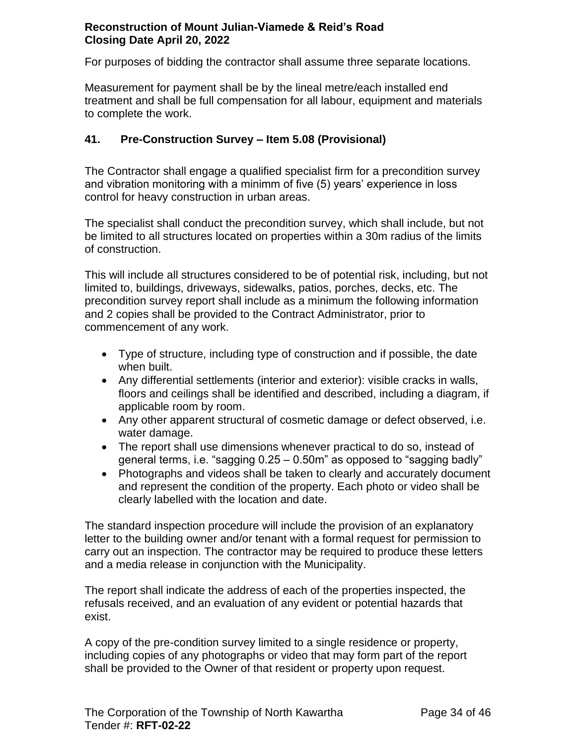For purposes of bidding the contractor shall assume three separate locations.

Measurement for payment shall be by the lineal metre/each installed end treatment and shall be full compensation for all labour, equipment and materials to complete the work.

## 41. Pre-Construction Survey – Item 5.08 (Provisional)

The Contractor shall engage a qualified specialist firm for a precondition survey and vibration monitoring with a minimm of five (5) years' experience in loss control for heavy construction in urban areas.

The specialist shall conduct the precondition survey, which shall include, but not be limited to all structures located on properties within a 30m radius of the limits of construction.

This will include all structures considered to be of potential risk, including, but not limited to, buildings, driveways, sidewalks, patios, porches, decks, etc. The precondition survey report shall include as a minimum the following information and 2 copies shall be provided to the Contract Administrator, prior to commencement of any work.

- Type of structure, including type of construction and if possible, the date when built.
- Any differential settlements (interior and exterior): visible cracks in walls, floors and ceilings shall be identified and described, including a diagram, if applicable room by room.
- Any other apparent structural of cosmetic damage or defect observed, i.e. water damage.
- The report shall use dimensions whenever practical to do so, instead of general terms, i.e. "sagging 0.25 – 0.50m" as opposed to "sagging badly"
- Photographs and videos shall be taken to clearly and accurately document and represent the condition of the property. Each photo or video shall be clearly labelled with the location and date.

The standard inspection procedure will include the provision of an explanatory letter to the building owner and/or tenant with a formal request for permission to carry out an inspection. The contractor may be required to produce these letters and a media release in conjunction with the Municipality.

The report shall indicate the address of each of the properties inspected, the refusals received, and an evaluation of any evident or potential hazards that exist.

A copy of the pre-condition survey limited to a single residence or property, including copies of any photographs or video that may form part of the report shall be provided to the Owner of that resident or property upon request.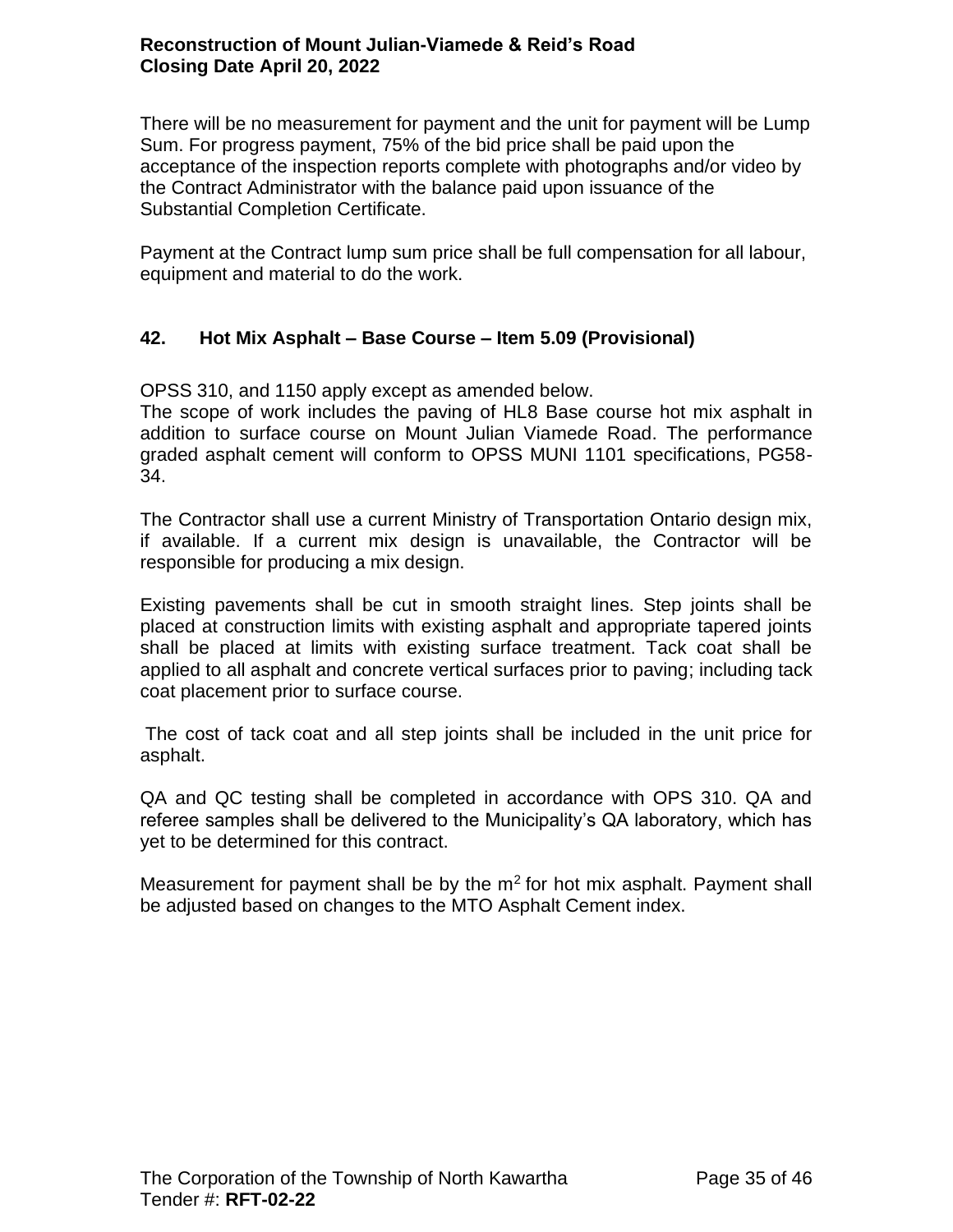There will be no measurement for payment and the unit for payment will be Lump Sum. For progress payment, 75% of the bid price shall be paid upon the acceptance of the inspection reports complete with photographs and/or video by the Contract Administrator with the balance paid upon issuance of the Substantial Completion Certificate.

Payment at the Contract lump sum price shall be full compensation for all labour, equipment and material to do the work.

## 42. Hot Mix Asphalt – Base Course – Item 5.09 (Provisional)

OPSS 310, and 1150 apply except as amended below.
The scope of work includes the paving of HL8 Base course hot mix asphalt in addition to surface course on Mount Julian Viamede Road. The performance graded asphalt cement will conform to OPSS MUNI 1101 specifications, PG58-34.

The Contractor shall use a current Ministry of Transportation Ontario design mix, if available. If a current mix design is unavailable, the Contractor will be responsible for producing a mix design.

Existing pavements shall be cut in smooth straight lines. Step joints shall be placed at construction limits with existing asphalt and appropriate tapered joints shall be placed at limits with existing surface treatment. Tack coat shall be applied to all asphalt and concrete vertical surfaces prior to paving; including tack coat placement prior to surface course.

The cost of tack coat and all step joints shall be included in the unit price for asphalt.

QA and QC testing shall be completed in accordance with OPS 310. QA and referee samples shall be delivered to the Municipality's QA laboratory, which has yet to be determined for this contract.

Measurement for payment shall be by the $m^2$ for hot mix asphalt. Payment shall be adjusted based on changes to the MTO Asphalt Cement index.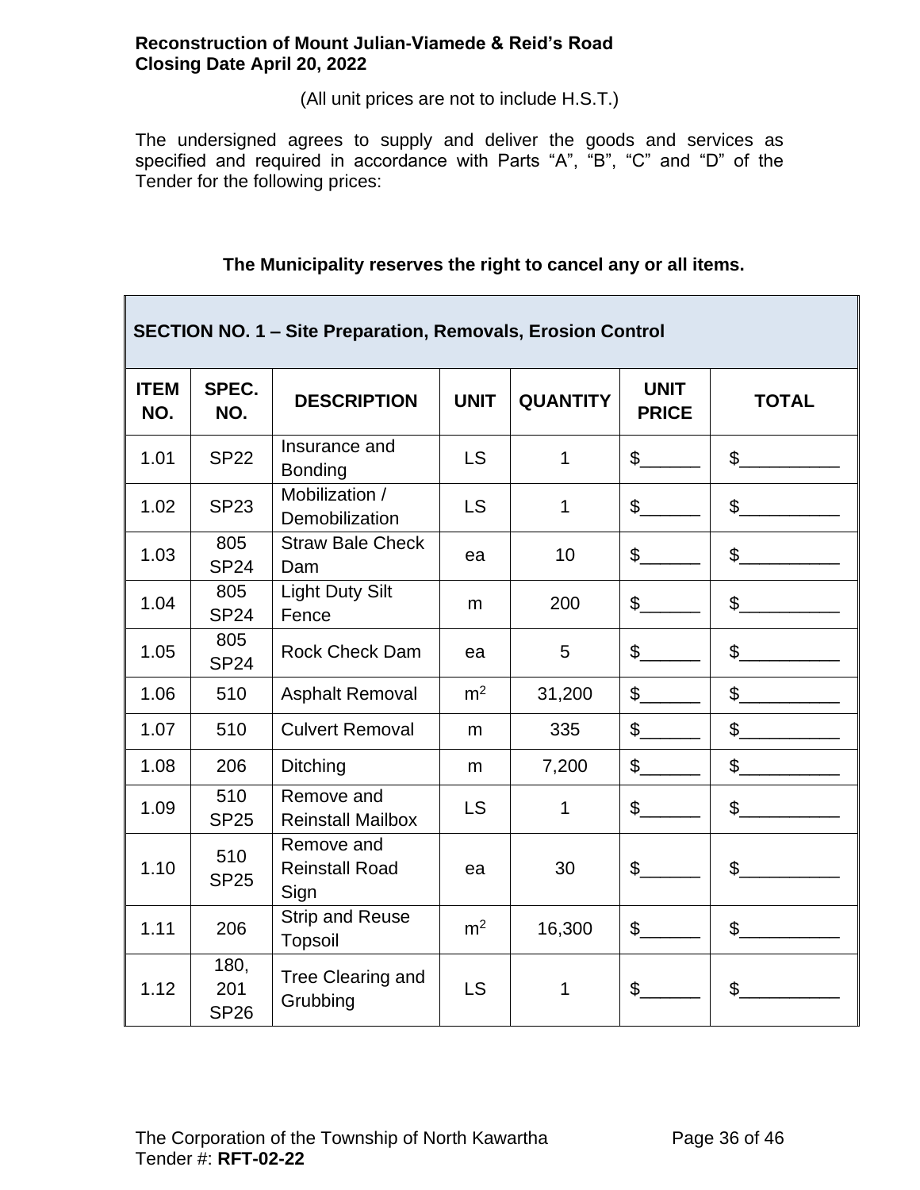**Reconstruction of Mount Julian-Viamede & Reid's Road**
**Closing Date April 20, 2022**

(All unit prices are not to include H.S.T.)

The undersigned agrees to supply and deliver the goods and services as specified and required in accordance with Parts "A", "B", "C" and "D" of the Tender for the following prices:

**The Municipality reserves the right to cancel any or all items.**

| SECTION NO. 1 – Site Preparation, Removals, Erosion Control | | | | | | |
|---|---|---|---|---|---|---|
| **ITEM NO.** | **SPEC. NO.** | **DESCRIPTION** | **UNIT** | **QUANTITY** | **UNIT PRICE** | **TOTAL** |
| 1.01 | SP22 | Insurance and Bonding | LS | 1 | $______ | $__________ |
| 1.02 | SP23 | Mobilization / Demobilization | LS | 1 | $______ | $__________ |
| 1.03 | 805 SP24 | Straw Bale Check Dam | ea | 10 | $______ | $__________ |
| 1.04 | 805 SP24 | Light Duty Silt Fence | m | 200 | $______ | $__________ |
| 1.05 | 805 SP24 | Rock Check Dam | ea | 5 | $______ | $__________ |
| 1.06 | 510 | Asphalt Removal | $m^2$ | 31,200 | $______ | $__________ |
| 1.07 | 510 | Culvert Removal | m | 335 | $______ | $__________ |
| 1.08 | 206 | Ditching | m | 7,200 | $______ | $__________ |
| 1.09 | 510 SP25 | Remove and Reinstall Mailbox | LS | 1 | $______ | $__________ |
| 1.10 | 510 SP25 | Remove and Reinstall Road Sign | ea | 30 | $______ | $__________ |
| 1.11 | 206 | Strip and Reuse Topsoil | $m^2$ | 16,300 | $______ | $__________ |
| 1.12 | 180, 201 SP26 | Tree Clearing and Grubbing | LS | 1 | $______ | $__________ |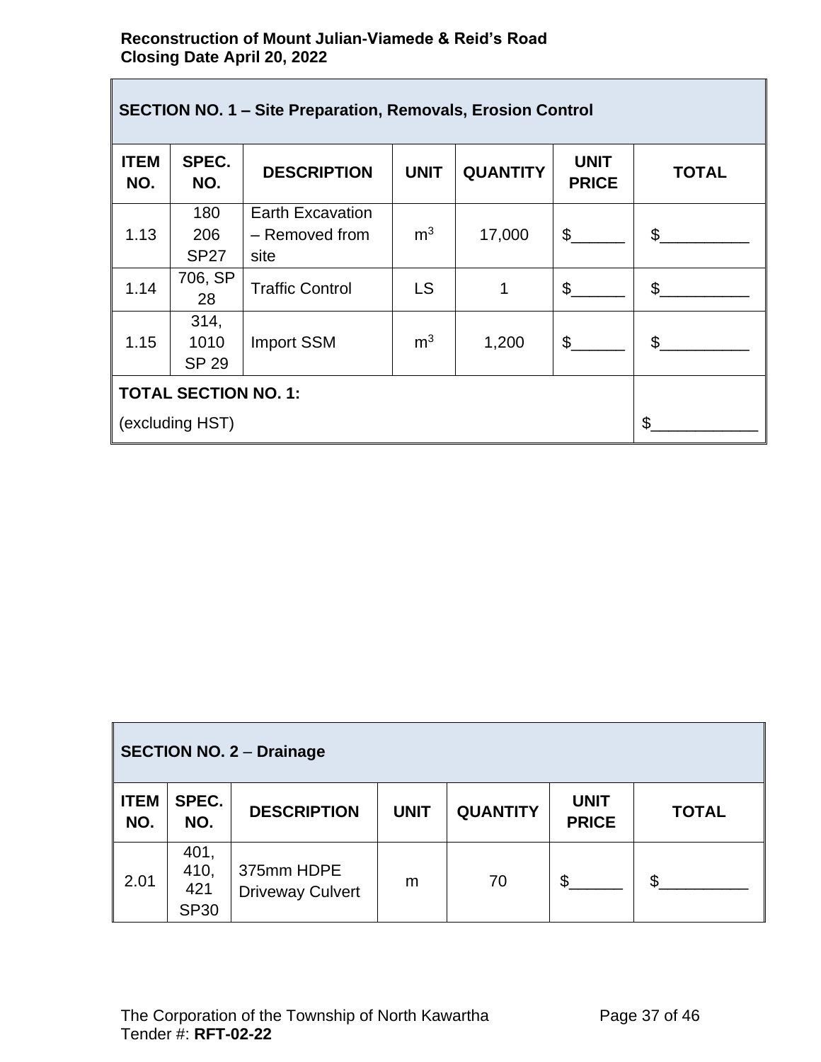| SECTION NO. 1 – Site Preparation, Removals, Erosion Control | | | | | | |
|---|---|---|---|---|---|---|
| **ITEM NO.** | **SPEC. NO.** | **DESCRIPTION** | **UNIT** | **QUANTITY** | **UNIT PRICE** | **TOTAL** |
| 1.13 | 180 206 SP27 | Earth Excavation – Removed from site | $m^3$ | 17,000 | $______ | $__________ |
| 1.14 | 706, SP 28 | Traffic Control | LS | 1 | $______ | $__________ |
| 1.15 | 314, 1010 SP 29 | Import SSM | $m^3$ | 1,200 | $______ | $__________ |
| **TOTAL SECTION NO. 1:** (excluding HST) | | | | | | $____________ |

| SECTION NO. 2 – Drainage | | | | | | |
|---|---|---|---|---|---|---|
| **ITEM NO.** | **SPEC. NO.** | **DESCRIPTION** | **UNIT** | **QUANTITY** | **UNIT PRICE** | **TOTAL** |
| 2.01 | 401, 410, 421 SP30 | 375mm HDPE Driveway Culvert | m | 70 | $______ | $__________ |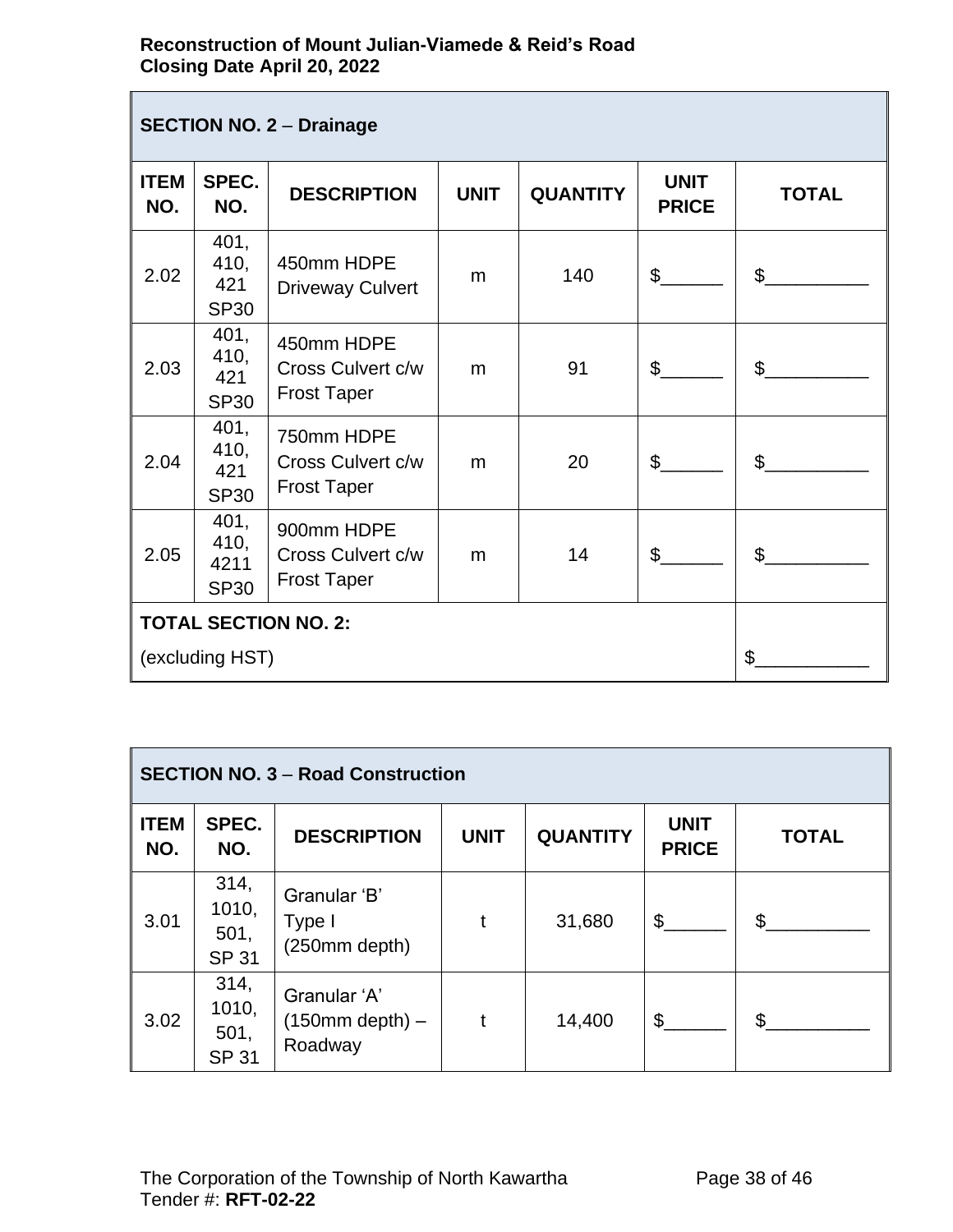| **SECTION NO. 2** – **Drainage** | | | | | | |
|---|---|---|---|---|---|---|
| **ITEM NO.** | **SPEC. NO.** | **DESCRIPTION** | **UNIT** | **QUANTITY** | **UNIT PRICE** | **TOTAL** |
| 2.02 | 401, 410, 421 SP30 | 450mm HDPE Driveway Culvert | m | 140 | $______ | $__________ |
| 2.03 | 401, 410, 421 SP30 | 450mm HDPE Cross Culvert c/w Frost Taper | m | 91 | $______ | $__________ |
| 2.04 | 401, 410, 421 SP30 | 750mm HDPE Cross Culvert c/w Frost Taper | m | 20 | $______ | $__________ |
| 2.05 | 401, 410, 4211 SP30 | 900mm HDPE Cross Culvert c/w Frost Taper | m | 14 | $______ | $__________ |
| **TOTAL SECTION NO. 2:** (excluding HST) | | | | | | $___________ |

| **SECTION NO. 3** – **Road Construction** | | | | | | |
|---|---|---|---|---|---|---|
| **ITEM NO.** | **SPEC. NO.** | **DESCRIPTION** | **UNIT** | **QUANTITY** | **UNIT PRICE** | **TOTAL** |
| 3.01 | 314, 1010, 501, SP 31 | Granular 'B' Type I (250mm depth) | t | 31,680 | $______ | $__________ |
| 3.02 | 314, 1010, 501, SP 31 | Granular 'A' (150mm depth) – Roadway | t | 14,400 | $______ | $__________ |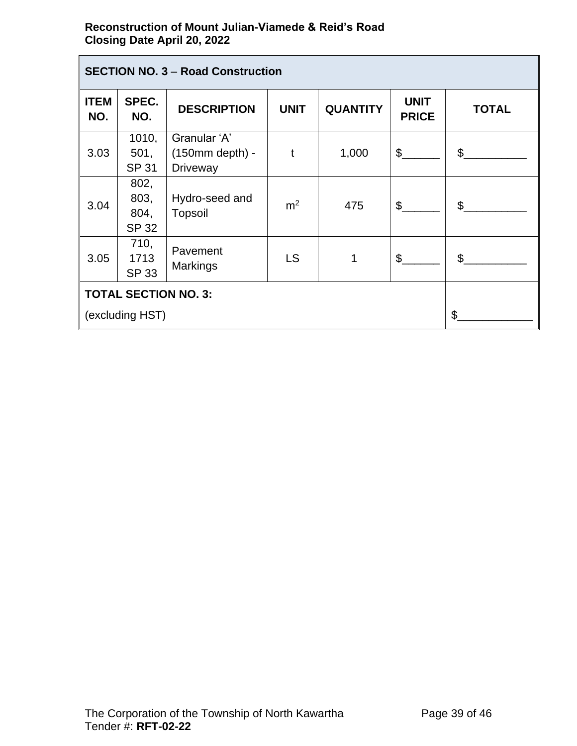| SECTION NO. 3 – Road Construction | | | | | | |
|---|---|---|---|---|---|---|
| ITEM NO. | SPEC. NO. | DESCRIPTION | UNIT | QUANTITY | UNIT PRICE | TOTAL |
| 3.03 | 1010, 501, SP 31 | Granular 'A' (150mm depth) - Driveway | t | 1,000 | $______ | $__________ |
| 3.04 | 802, 803, 804, SP 32 | Hydro-seed and Topsoil | $m^2$ | 475 | $______ | $__________ |
| 3.05 | 710, 1713 SP 33 | Pavement Markings | LS | 1 | $______ | $__________ |
| **TOTAL SECTION NO. 3:** (excluding HST) | | | | | | $____________ |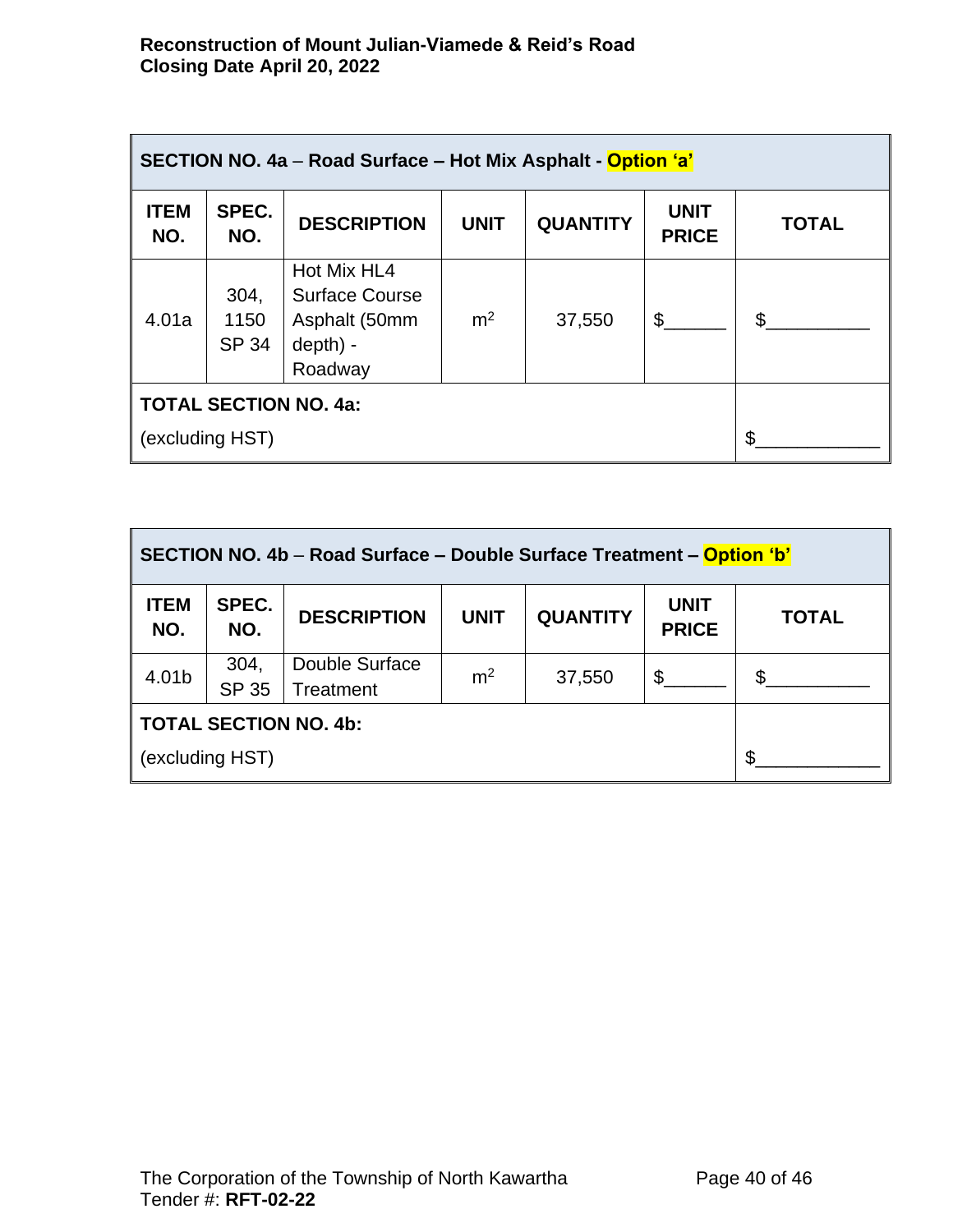| **SECTION NO. 4a – Road Surface – Hot Mix Asphalt - Option ‘a’** | | | | | | |
|---|---|---|---|---|---|---|
| **ITEM NO.** | **SPEC. NO.** | **DESCRIPTION** | **UNIT** | **QUANTITY** | **UNIT PRICE** | **TOTAL** |
| 4.01a | 304, 1150 SP 34 | Hot Mix HL4 Surface Course Asphalt (50mm depth) - Roadway | $m^2$ | 37,550 | $______ | $__________ |
| **TOTAL SECTION NO. 4a:** (excluding HST) | | | | | | $____________ |

| **SECTION NO. 4b – Road Surface – Double Surface Treatment – Option ‘b’** | | | | | | |
|---|---|---|---|---|---|---|
| **ITEM NO.** | **SPEC. NO.** | **DESCRIPTION** | **UNIT** | **QUANTITY** | **UNIT PRICE** | **TOTAL** |
| 4.01b | 304, SP 35 | Double Surface Treatment | $m^2$ | 37,550 | $______ | $__________ |
| **TOTAL SECTION NO. 4b:** (excluding HST) | | | | | | $____________ |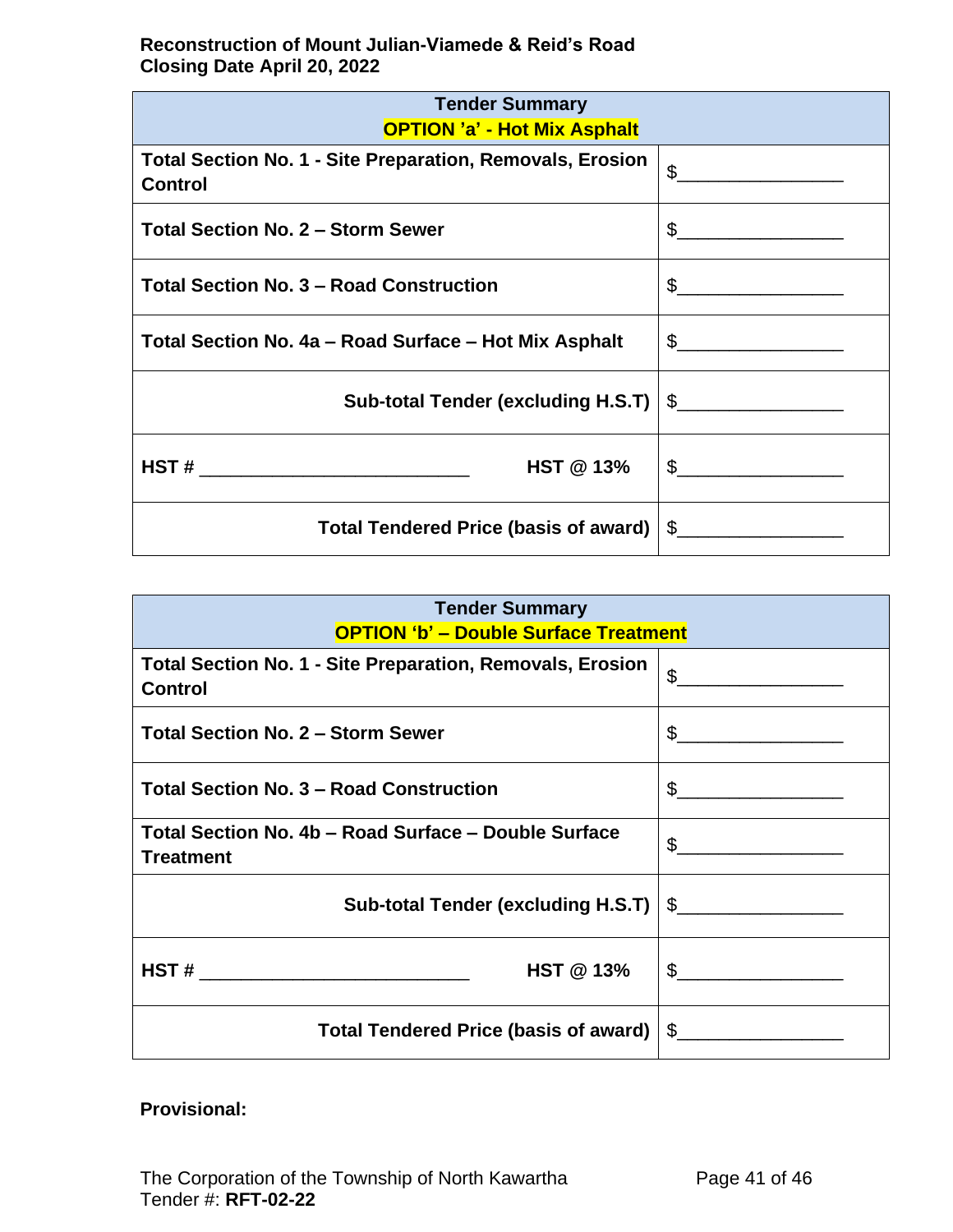**Reconstruction of Mount Julian-Viamede & Reid's Road**
**Closing Date April 20, 2022**

| Tender Summary<br>OPTION 'a' - Hot Mix Asphalt | |
|---|---|
| **Total Section No. 1 - Site Preparation, Removals, Erosion Control** | $________________ |
| **Total Section No. 2 – Storm Sewer** | $________________ |
| **Total Section No. 3 – Road Construction** | $________________ |
| **Total Section No. 4a – Road Surface – Hot Mix Asphalt** | $________________ |
| **Sub-total Tender (excluding H.S.T)** | $________________ |
| **HST #** __________________________ **HST @ 13%** | $________________ |
| **Total Tendered Price (basis of award)** | $________________ |

| Tender Summary<br>OPTION 'b' – Double Surface Treatment | |
|---|---|
| **Total Section No. 1 - Site Preparation, Removals, Erosion Control** | $________________ |
| **Total Section No. 2 – Storm Sewer** | $________________ |
| **Total Section No. 3 – Road Construction** | $________________ |
| **Total Section No. 4b – Road Surface – Double Surface Treatment** | $________________ |
| **Sub-total Tender (excluding H.S.T)** | $________________ |
| **HST #** __________________________ **HST @ 13%** | $________________ |
| **Total Tendered Price (basis of award)** | $________________ |

**Provisional:**

The Corporation of the Township of North Kawartha
Tender #: **RFT-02-22**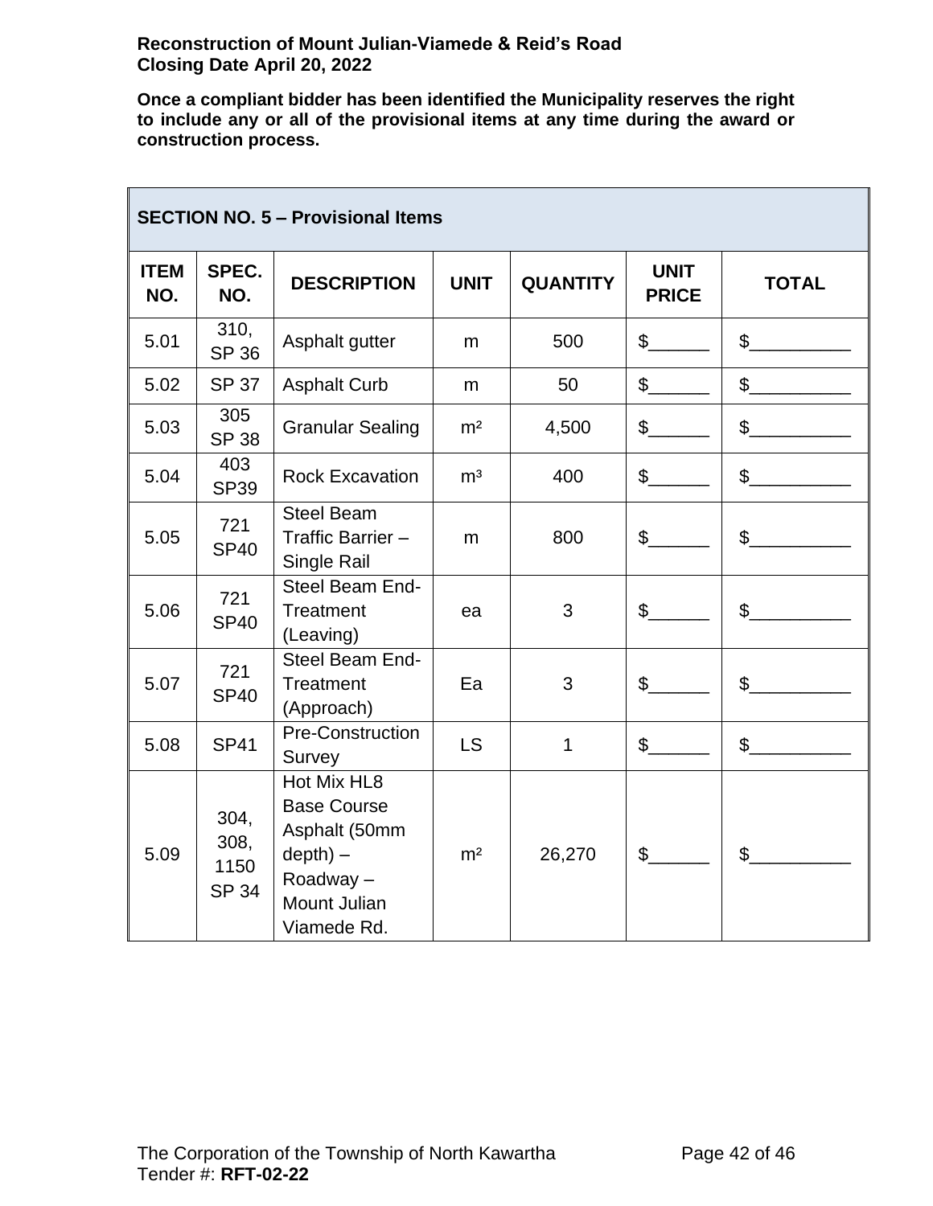**Once a compliant bidder has been identified the Municipality reserves the right to include any or all of the provisional items at any time during the award or construction process.**

| **SECTION NO. 5 – Provisional Items** | | | | | | |
|---|---|---|---|---|---|---|
| **ITEM NO.** | **SPEC. NO.** | **DESCRIPTION** | **UNIT** | **QUANTITY** | **UNIT PRICE** | **TOTAL** |
| 5.01 | 310, SP 36 | Asphalt gutter | m | 500 | $______ | $__________ |
| 5.02 | SP 37 | Asphalt Curb | m | 50 | $______ | $__________ |
| 5.03 | 305 SP 38 | Granular Sealing | m² | 4,500 | $______ | $__________ |
| 5.04 | 403 SP39 | Rock Excavation | m³ | 400 | $______ | $__________ |
| 5.05 | 721 SP40 | Steel Beam Traffic Barrier – Single Rail | m | 800 | $______ | $__________ |
| 5.06 | 721 SP40 | Steel Beam End-Treatment (Leaving) | ea | 3 | $______ | $__________ |
| 5.07 | 721 SP40 | Steel Beam End-Treatment (Approach) | Ea | 3 | $______ | $__________ |
| 5.08 | SP41 | Pre-Construction Survey | LS | 1 | $______ | $__________ |
| 5.09 | 304, 308, 1150 SP 34 | Hot Mix HL8 Base Course Asphalt (50mm depth) – Roadway – Mount Julian Viamede Rd. | m² | 26,270 | $______ | $__________ |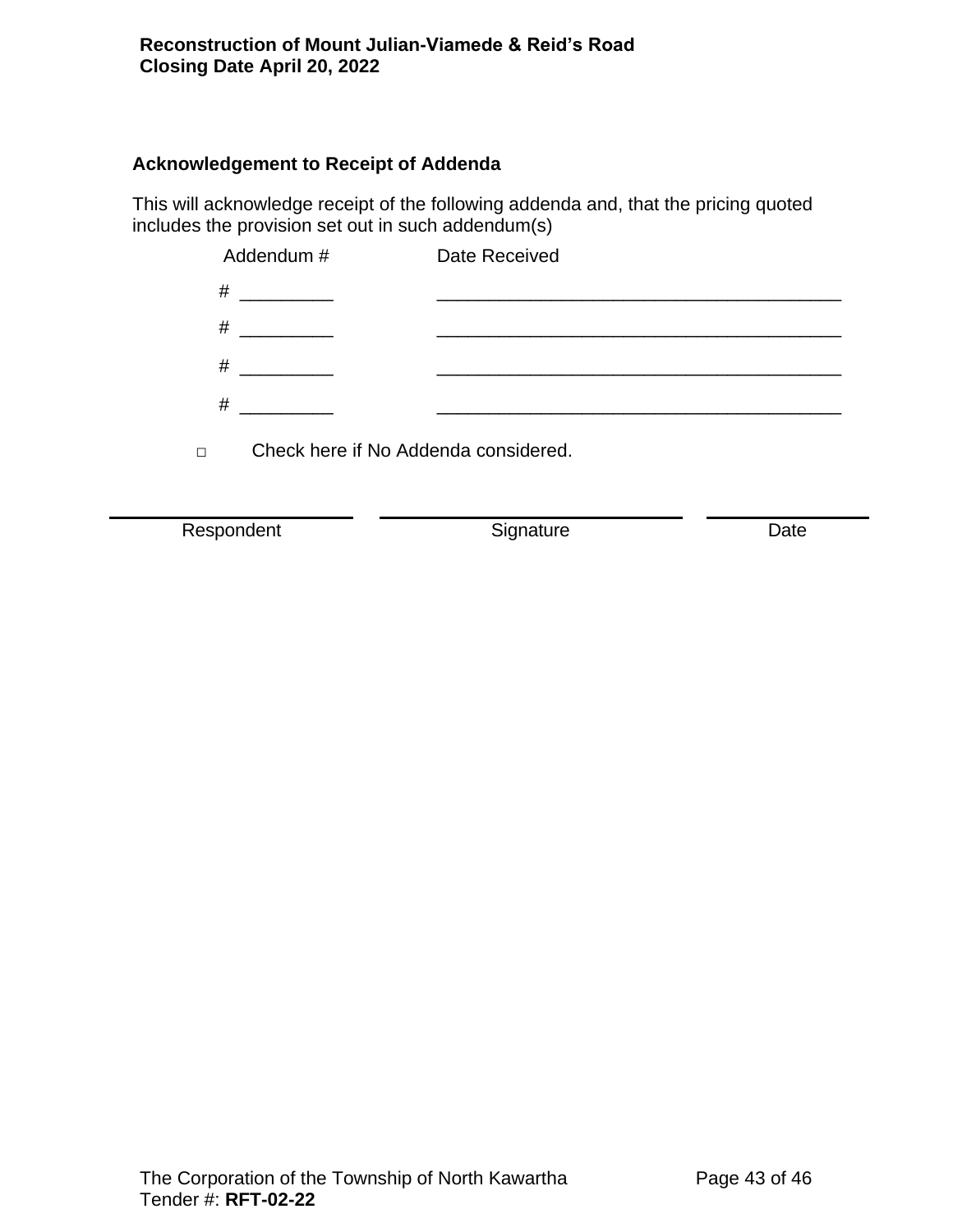### Acknowledgement to Receipt of Addenda

This will acknowledge receipt of the following addenda and, that the pricing quoted includes the provision set out in such addendum(s)

| Addendum # | Date Received |
|---|---|
| # _________ | ________________________________________ |
| # _________ | ________________________________________ |
| # _________ | ________________________________________ |
| # _________ | ________________________________________ |

□ Check here if No Addenda considered.

| ______________________ | ______________________ | ______________ |
|---|---|---|
| Respondent | Signature | Date |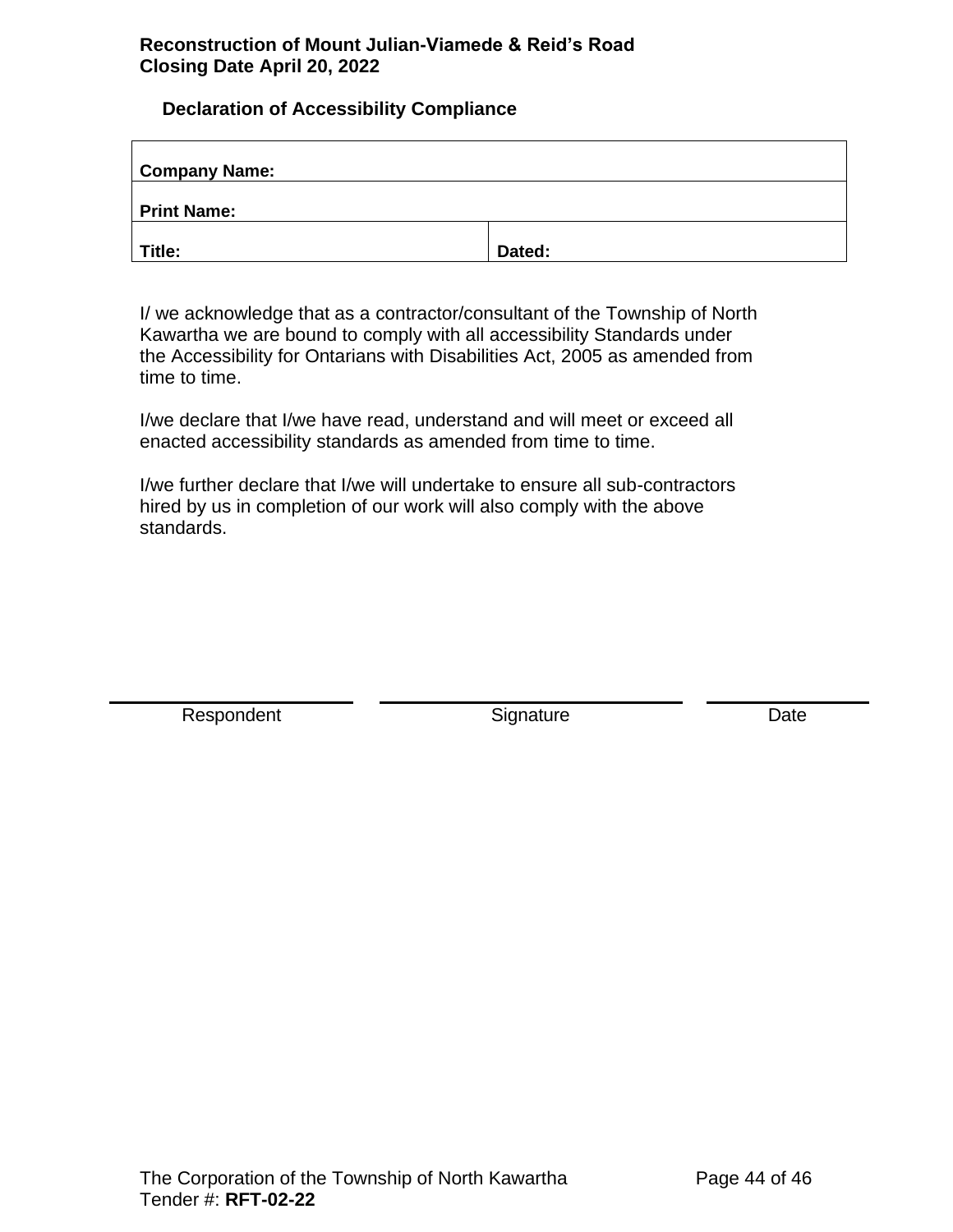**Reconstruction of Mount Julian-Viamede & Reid's Road**
**Closing Date April 20, 2022**

## Declaration of Accessibility Compliance

| **Company Name:** | |
|---|---|
| **Print Name:** | |
| **Title:** | **Dated:** |

I/ we acknowledge that as a contractor/consultant of the Township of North Kawartha we are bound to comply with all accessibility Standards under the Accessibility for Ontarians with Disabilities Act, 2005 as amended from time to time.

I/we declare that I/we have read, understand and will meet or exceed all enacted accessibility standards as amended from time to time.

I/we further declare that I/we will undertake to ensure all sub-contractors hired by us in completion of our work will also comply with the above standards.

| Respondent | Signature | Date |
|---|---|---|
| | | |

The Corporation of the Township of North Kawartha
Tender #: **RFT-02-22**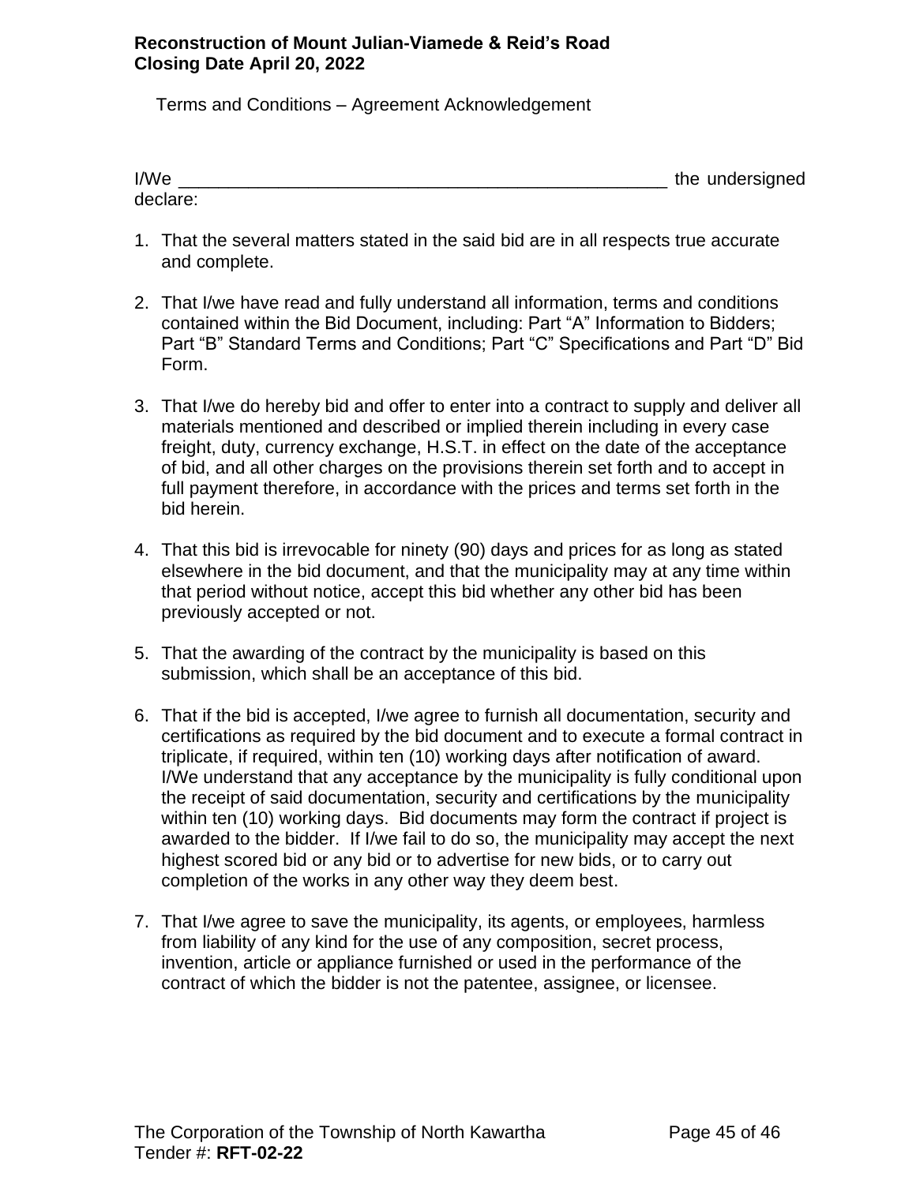Terms and Conditions – Agreement Acknowledgement

I/We ___________________________________________________ the undersigned declare:

1. That the several matters stated in the said bid are in all respects true accurate and complete.

2. That I/we have read and fully understand all information, terms and conditions contained within the Bid Document, including: Part "A" Information to Bidders; Part "B" Standard Terms and Conditions; Part "C" Specifications and Part "D" Bid Form.

3. That I/we do hereby bid and offer to enter into a contract to supply and deliver all materials mentioned and described or implied therein including in every case freight, duty, currency exchange, H.S.T. in effect on the date of the acceptance of bid, and all other charges on the provisions therein set forth and to accept in full payment therefore, in accordance with the prices and terms set forth in the bid herein.

4. That this bid is irrevocable for ninety (90) days and prices for as long as stated elsewhere in the bid document, and that the municipality may at any time within that period without notice, accept this bid whether any other bid has been previously accepted or not.

5. That the awarding of the contract by the municipality is based on this submission, which shall be an acceptance of this bid.

6. That if the bid is accepted, I/we agree to furnish all documentation, security and certifications as required by the bid document and to execute a formal contract in triplicate, if required, within ten (10) working days after notification of award. I/We understand that any acceptance by the municipality is fully conditional upon the receipt of said documentation, security and certifications by the municipality within ten (10) working days. Bid documents may form the contract if project is awarded to the bidder. If I/we fail to do so, the municipality may accept the next highest scored bid or any bid or to advertise for new bids, or to carry out completion of the works in any other way they deem best.

7. That I/we agree to save the municipality, its agents, or employees, harmless from liability of any kind for the use of any composition, secret process, invention, article or appliance furnished or used in the performance of the contract of which the bidder is not the patentee, assignee, or licensee.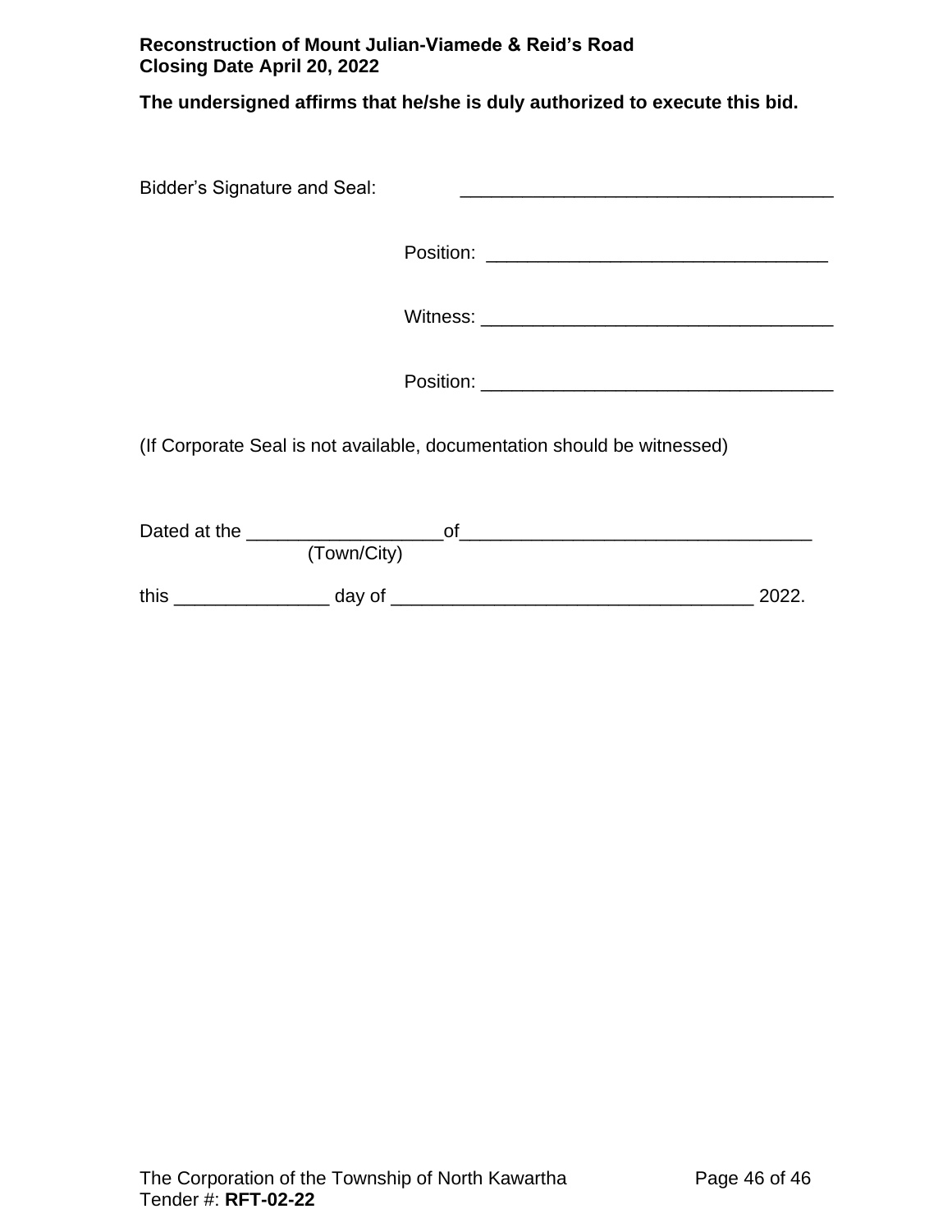**The undersigned affirms that he/she is duly authorized to execute this bid.**

Bidder's Signature and Seal: ____________________________________

Position: ________________________________

Witness: __________________________________

Position: __________________________________

(If Corporate Seal is not available, documentation should be witnessed)

Dated at the ___________________of__________________________________
(Town/City)

this _______________ day of __________________________________ 2022.